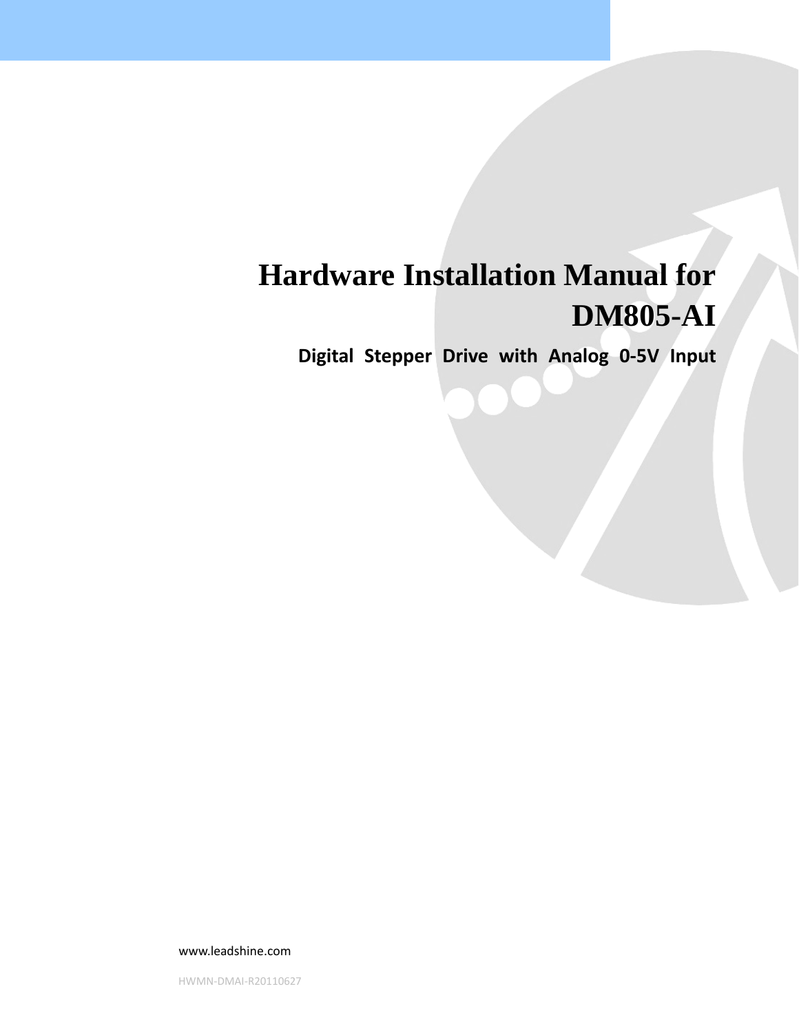# Hardware Installation Manual for DM805-AI

**Digital Stepper Drive with Analog 0-5V Input**

www.leadshine.com

HWMN-DMAI-R20110627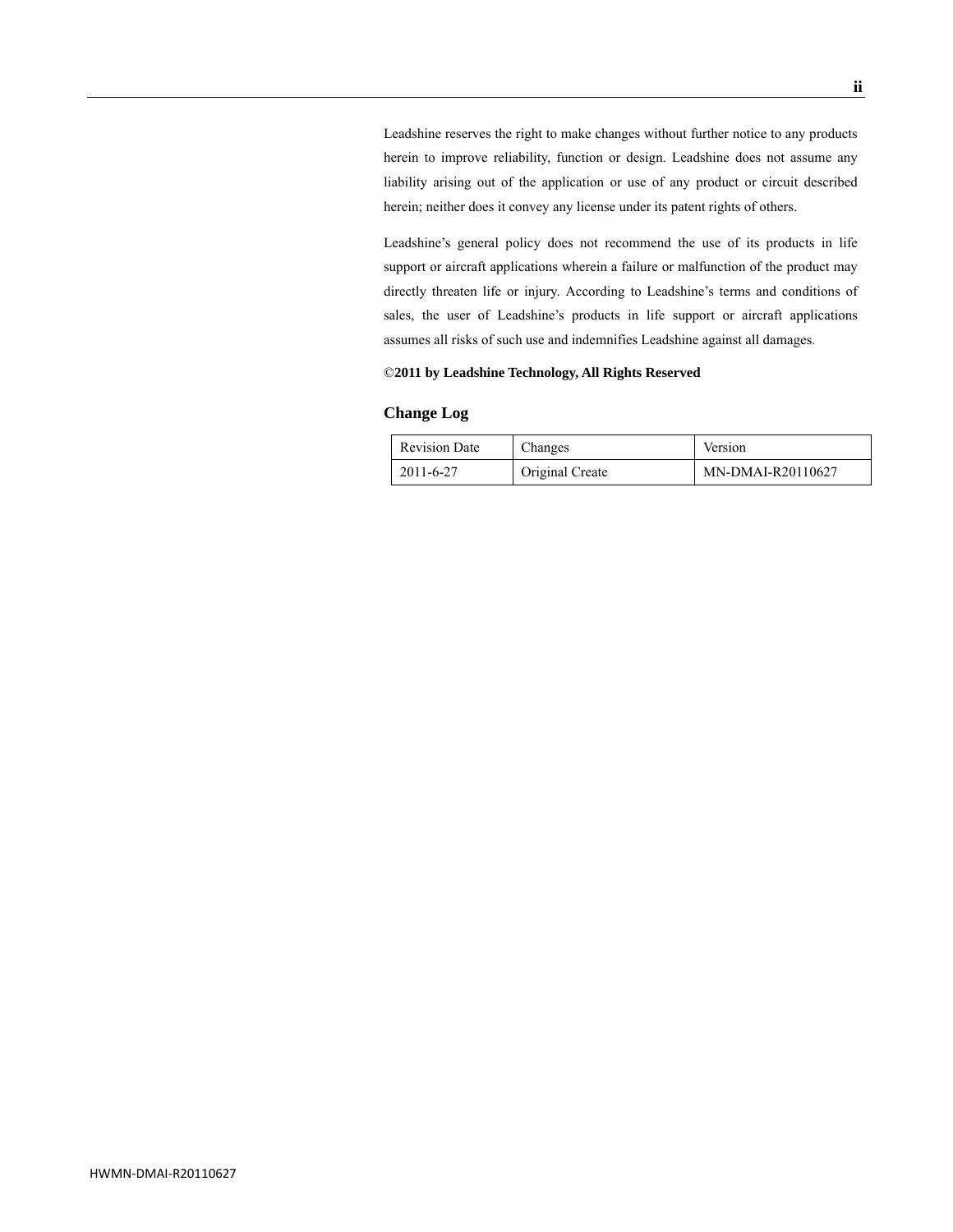Leadshine reserves the right to make changes without further notice to any products herein to improve reliability, function or design. Leadshine does not assume any liability arising out of the application or use of any product or circuit described herein; neither does it convey any license under its patent rights of others.

Leadshine's general policy does not recommend the use of its products in life support or aircraft applications wherein a failure or malfunction of the product may directly threaten life or injury. According to Leadshine's terms and conditions of sales, the user of Leadshine's products in life support or aircraft applications assumes all risks of such use and indemnifies Leadshine against all damages.

**©2011 by Leadshine Technology, All Rights Reserved**

### Change Log

| Revision Date | Changes | Version |
|---|---|---|
| 2011-6-27 | Original Create | MN-DMAI-R20110627 |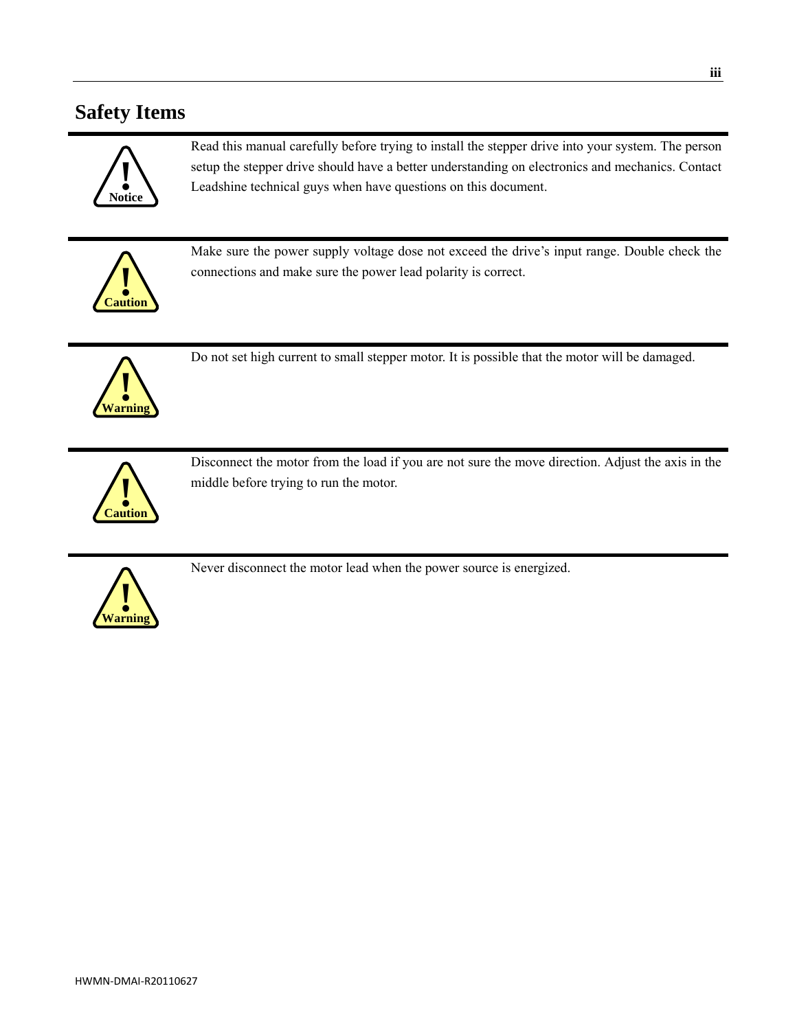# Safety Items

**Notice**

Read this manual carefully before trying to install the stepper drive into your system. The person setup the stepper drive should have a better understanding on electronics and mechanics. Contact Leadshine technical guys when have questions on this document.

**Caution**

Make sure the power supply voltage dose not exceed the drive's input range. Double check the connections and make sure the power lead polarity is correct.

**Warning**

Do not set high current to small stepper motor. It is possible that the motor will be damaged.

**Caution**

Disconnect the motor from the load if you are not sure the move direction. Adjust the axis in the middle before trying to run the motor.

**Warning**

Never disconnect the motor lead when the power source is energized.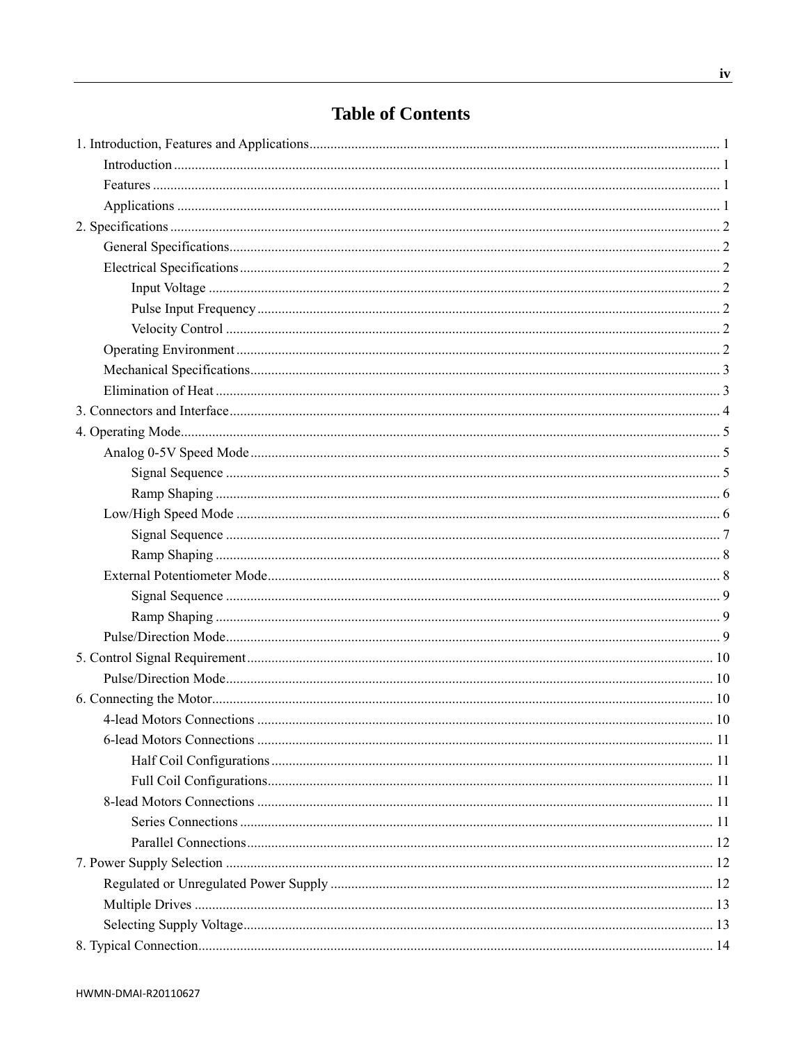# Table of Contents

1. Introduction, Features and Applications ........ 1
    - Introduction ........ 1
    - Features ........ 1
    - Applications ........ 1
2. Specifications ........ 2
    - General Specifications ........ 2
    - Electrical Specifications ........ 2
        - Input Voltage ........ 2
        - Pulse Input Frequency ........ 2
        - Velocity Control ........ 2
    - Operating Environment ........ 2
    - Mechanical Specifications ........ 3
    - Elimination of Heat ........ 3
3. Connectors and Interface ........ 4
4. Operating Mode ........ 5
    - Analog 0-5V Speed Mode ........ 5
        - Signal Sequence ........ 5
        - Ramp Shaping ........ 6
    - Low/High Speed Mode ........ 6
        - Signal Sequence ........ 7
        - Ramp Shaping ........ 8
    - External Potentiometer Mode ........ 8
        - Signal Sequence ........ 9
        - Ramp Shaping ........ 9
    - Pulse/Direction Mode ........ 9
5. Control Signal Requirement ........ 10
    - Pulse/Direction Mode ........ 10
6. Connecting the Motor ........ 10
    - 4-lead Motors Connections ........ 10
    - 6-lead Motors Connections ........ 11
        - Half Coil Configurations ........ 11
        - Full Coil Configurations ........ 11
    - 8-lead Motors Connections ........ 11
        - Series Connections ........ 11
        - Parallel Connections ........ 12
7. Power Supply Selection ........ 12
    - Regulated or Unregulated Power Supply ........ 12
    - Multiple Drives ........ 13
    - Selecting Supply Voltage ........ 13
8. Typical Connection ........ 14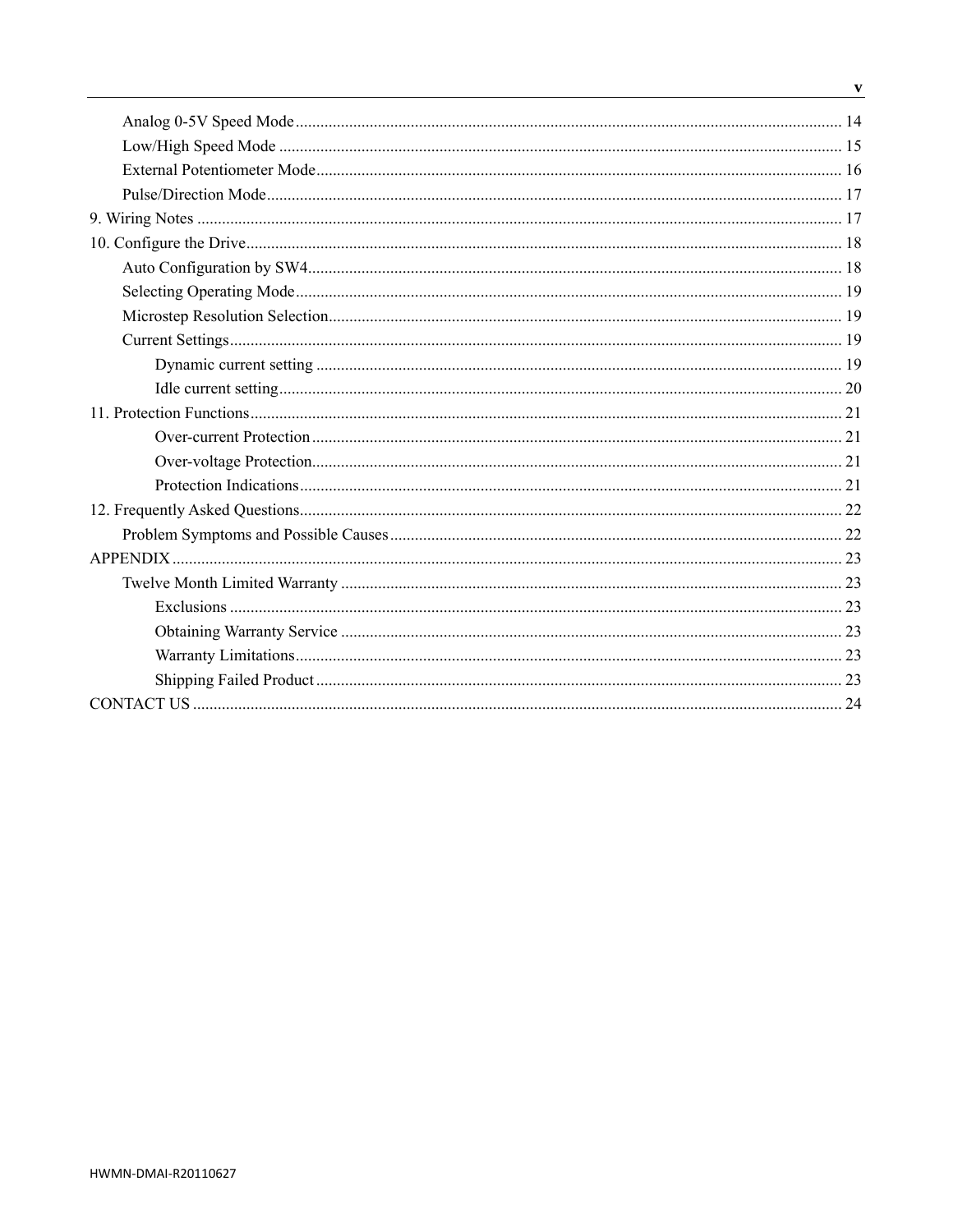Analog 0-5V Speed Mode .......... 14
Low/High Speed Mode .......... 15
External Potentiometer Mode .......... 16
Pulse/Direction Mode .......... 17

9. Wiring Notes .......... 17

10. Configure the Drive .......... 18
Auto Configuration by SW4 .......... 18
Selecting Operating Mode .......... 19
Microstep Resolution Selection .......... 19
Current Settings .......... 19
Dynamic current setting .......... 19
Idle current setting .......... 20

11. Protection Functions .......... 21
Over-current Protection .......... 21
Over-voltage Protection .......... 21
Protection Indications .......... 21

12. Frequently Asked Questions .......... 22
Problem Symptoms and Possible Causes .......... 22

APPENDIX .......... 23
Twelve Month Limited Warranty .......... 23
Exclusions .......... 23
Obtaining Warranty Service .......... 23
Warranty Limitations .......... 23
Shipping Failed Product .......... 23

CONTACT US .......... 24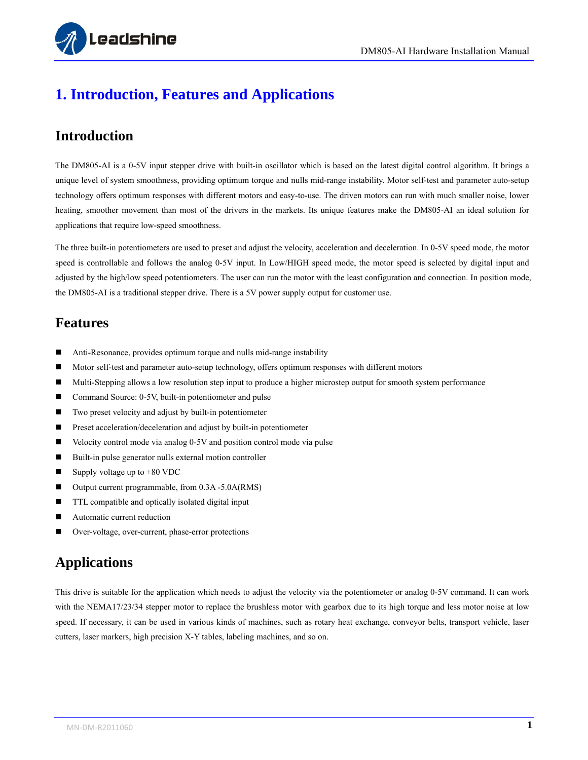# 1. Introduction, Features and Applications

## Introduction

The DM805-AI is a 0-5V input stepper drive with built-in oscillator which is based on the latest digital control algorithm. It brings a unique level of system smoothness, providing optimum torque and nulls mid-range instability. Motor self-test and parameter auto-setup technology offers optimum responses with different motors and easy-to-use. The driven motors can run with much smaller noise, lower heating, smoother movement than most of the drivers in the markets. Its unique features make the DM805-AI an ideal solution for applications that require low-speed smoothness.

The three built-in potentiometers are used to preset and adjust the velocity, acceleration and deceleration. In 0-5V speed mode, the motor speed is controllable and follows the analog 0-5V input. In Low/HIGH speed mode, the motor speed is selected by digital input and adjusted by the high/low speed potentiometers. The user can run the motor with the least configuration and connection. In position mode, the DM805-AI is a traditional stepper drive. There is a 5V power supply output for customer use.

## Features

- Anti-Resonance, provides optimum torque and nulls mid-range instability
- Motor self-test and parameter auto-setup technology, offers optimum responses with different motors
- Multi-Stepping allows a low resolution step input to produce a higher microstep output for smooth system performance
- Command Source: 0-5V, built-in potentiometer and pulse
- Two preset velocity and adjust by built-in potentiometer
- Preset acceleration/deceleration and adjust by built-in potentiometer
- Velocity control mode via analog 0-5V and position control mode via pulse
- Built-in pulse generator nulls external motion controller
- Supply voltage up to +80 VDC
- Output current programmable, from 0.3A -5.0A(RMS)
- TTL compatible and optically isolated digital input
- Automatic current reduction
- Over-voltage, over-current, phase-error protections

## Applications

This drive is suitable for the application which needs to adjust the velocity via the potentiometer or analog 0-5V command. It can work with the NEMA17/23/34 stepper motor to replace the brushless motor with gearbox due to its high torque and less motor noise at low speed. If necessary, it can be used in various kinds of machines, such as rotary heat exchange, conveyor belts, transport vehicle, laser cutters, laser markers, high precision X-Y tables, labeling machines, and so on.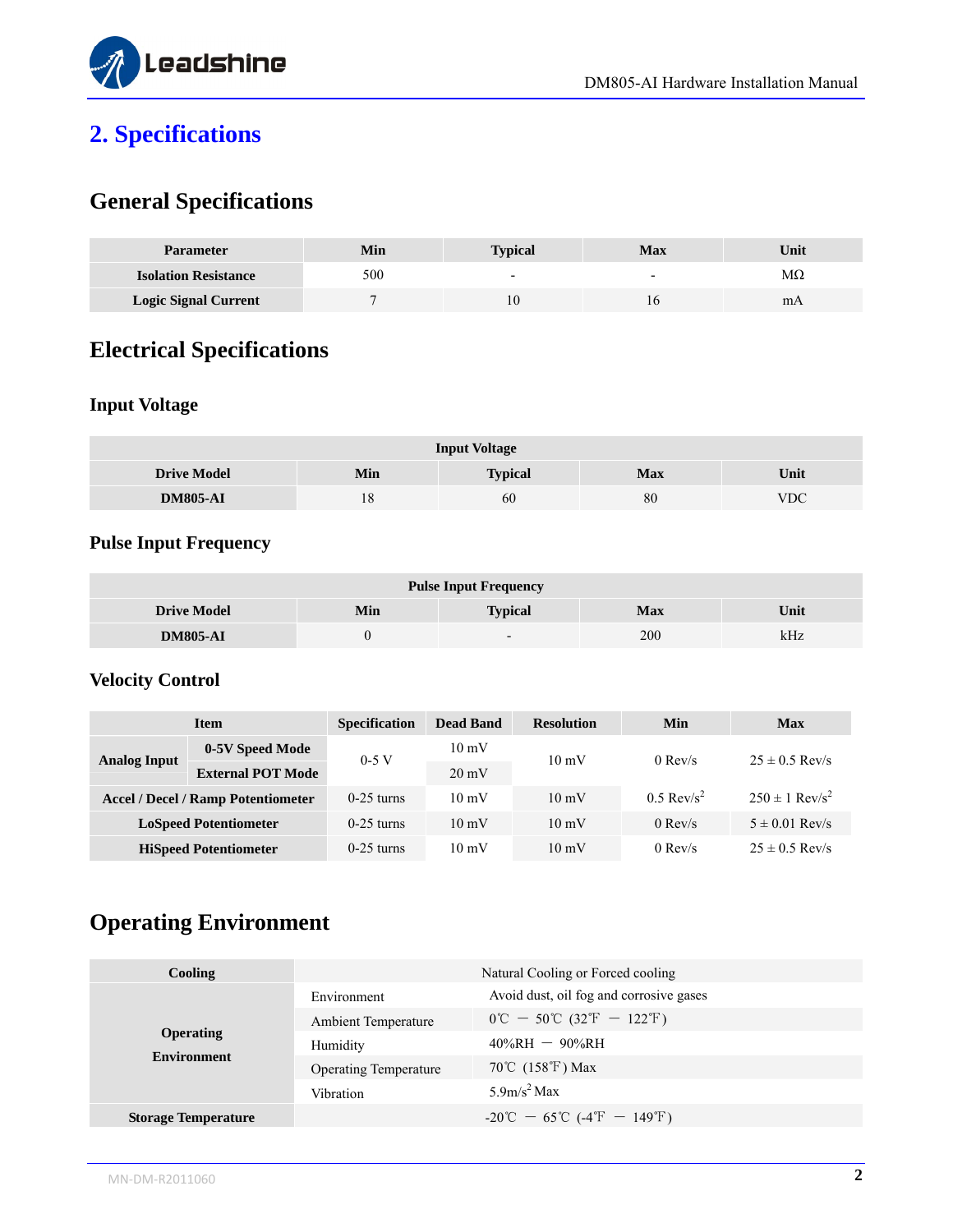# 2. Specifications

## General Specifications

| Parameter | Min | Typical | Max | Unit |
|---|---|---|---|---|
| Isolation Resistance | 500 | - | - | MΩ |
| Logic Signal Current | 7 | 10 | 16 | mA |

## Electrical Specifications

### Input Voltage

| Input Voltage | | | | |
|---|---|---|---|---|
| Drive Model | Min | Typical | Max | Unit |
| DM805-AI | 18 | 60 | 80 | VDC |

### Pulse Input Frequency

| Pulse Input Frequency | | | | |
|---|---|---|---|---|
| Drive Model | Min | Typical | Max | Unit |
| DM805-AI | 0 | - | 200 | kHz |

### Velocity Control

| Item | | Specification | Dead Band | Resolution | Min | Max |
|---|---|---|---|---|---|---|
| Analog Input | 0-5V Speed Mode | 0-5 V | 10 mV | 10 mV | 0 Rev/s | 25 ± 0.5 Rev/s |
| | External POT Mode | | 20 mV | | | |
| Accel / Decel / Ramp Potentiometer | | 0-25 turns | 10 mV | 10 mV | 0.5 Rev/$s^2$ | 250 ± 1 Rev/$s^2$ |
| LoSpeed Potentiometer | | 0-25 turns | 10 mV | 10 mV | 0 Rev/s | 5 ± 0.01 Rev/s |
| HiSpeed Potentiometer | | 0-25 turns | 10 mV | 10 mV | 0 Rev/s | 25 ± 0.5 Rev/s |

## Operating Environment

| Cooling | Natural Cooling or Forced cooling | |
|---|---|---|
| Operating Environment | Environment | Avoid dust, oil fog and corrosive gases |
| | Ambient Temperature | 0℃ — 50℃ (32℉ — 122℉) |
| | Humidity | 40%RH — 90%RH |
| | Operating Temperature | 70℃ (158℉) Max |
| | Vibration | 5.9m/$s^2$ Max |
| Storage Temperature | | -20℃ — 65℃ (-4℉ — 149℉) |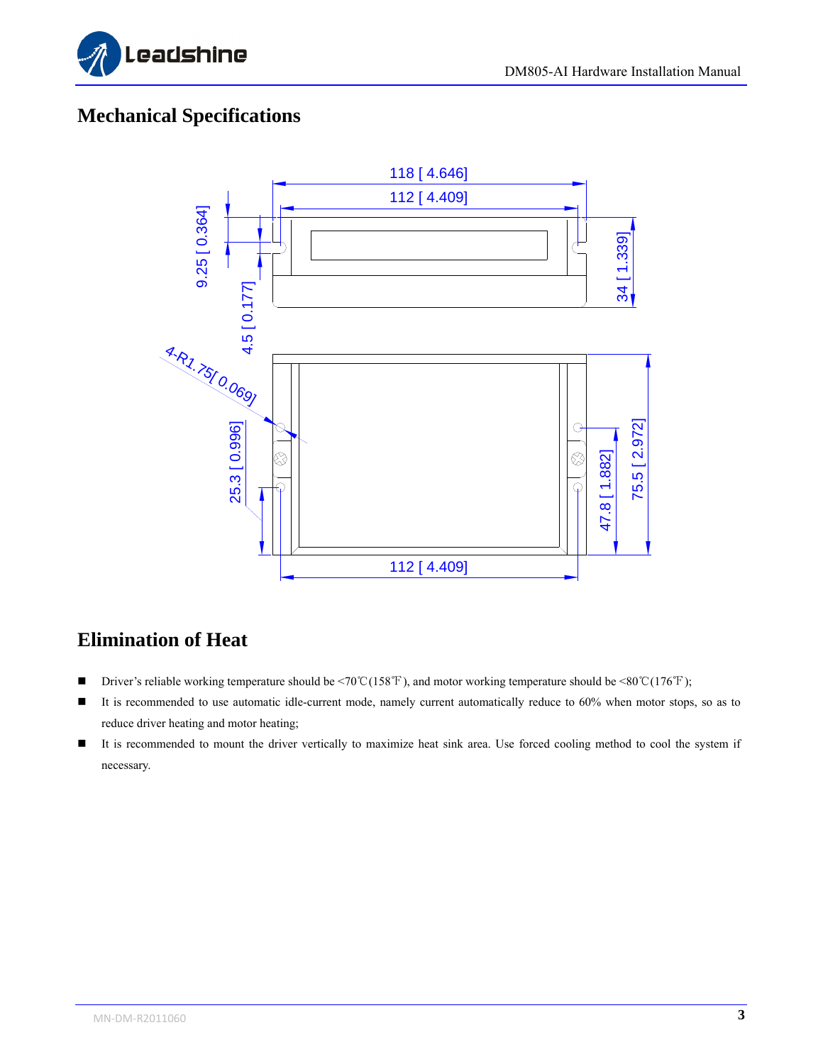## Mechanical Specifications

## Elimination of Heat

- Driver's reliable working temperature should be <70℃(158℉), and motor working temperature should be <80℃(176℉);
- It is recommended to use automatic idle-current mode, namely current automatically reduce to 60% when motor stops, so as to reduce driver heating and motor heating;
- It is recommended to mount the driver vertically to maximize heat sink area. Use forced cooling method to cool the system if necessary.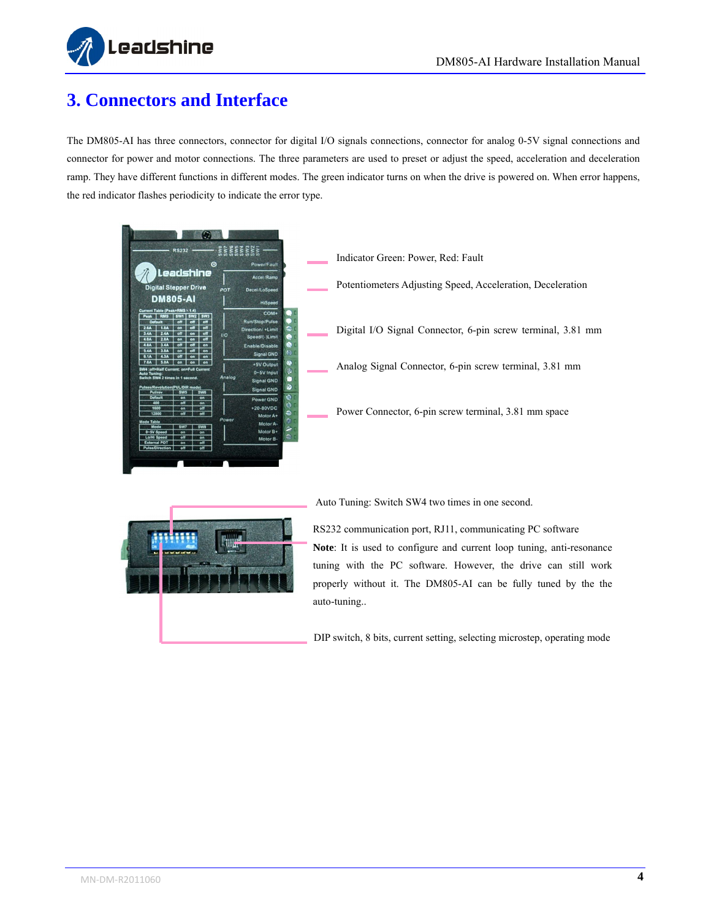# 3. Connectors and Interface

The DM805-AI has three connectors, connector for digital I/O signals connections, connector for analog 0-5V signal connections and connector for power and motor connections. The three parameters are used to preset or adjust the speed, acceleration and deceleration ramp. They have different functions in different modes. The green indicator turns on when the drive is powered on. When error happens, the red indicator flashes periodicity to indicate the error type.

Indicator Green: Power, Red: Fault

Potentiometers Adjusting Speed, Acceleration, Deceleration

Digital I/O Signal Connector, 6-pin screw terminal, 3.81 mm

Analog Signal Connector, 6-pin screw terminal, 3.81 mm

Power Connector, 6-pin screw terminal, 3.81 mm space

Auto Tuning: Switch SW4 two times in one second.

RS232 communication port, RJ11, communicating PC software

**Note**: It is used to configure and current loop tuning, anti-resonance tuning with the PC software. However, the drive can still work properly without it. The DM805-AI can be fully tuned by the the auto-tuning..

DIP switch, 8 bits, current setting, selecting microstep, operating mode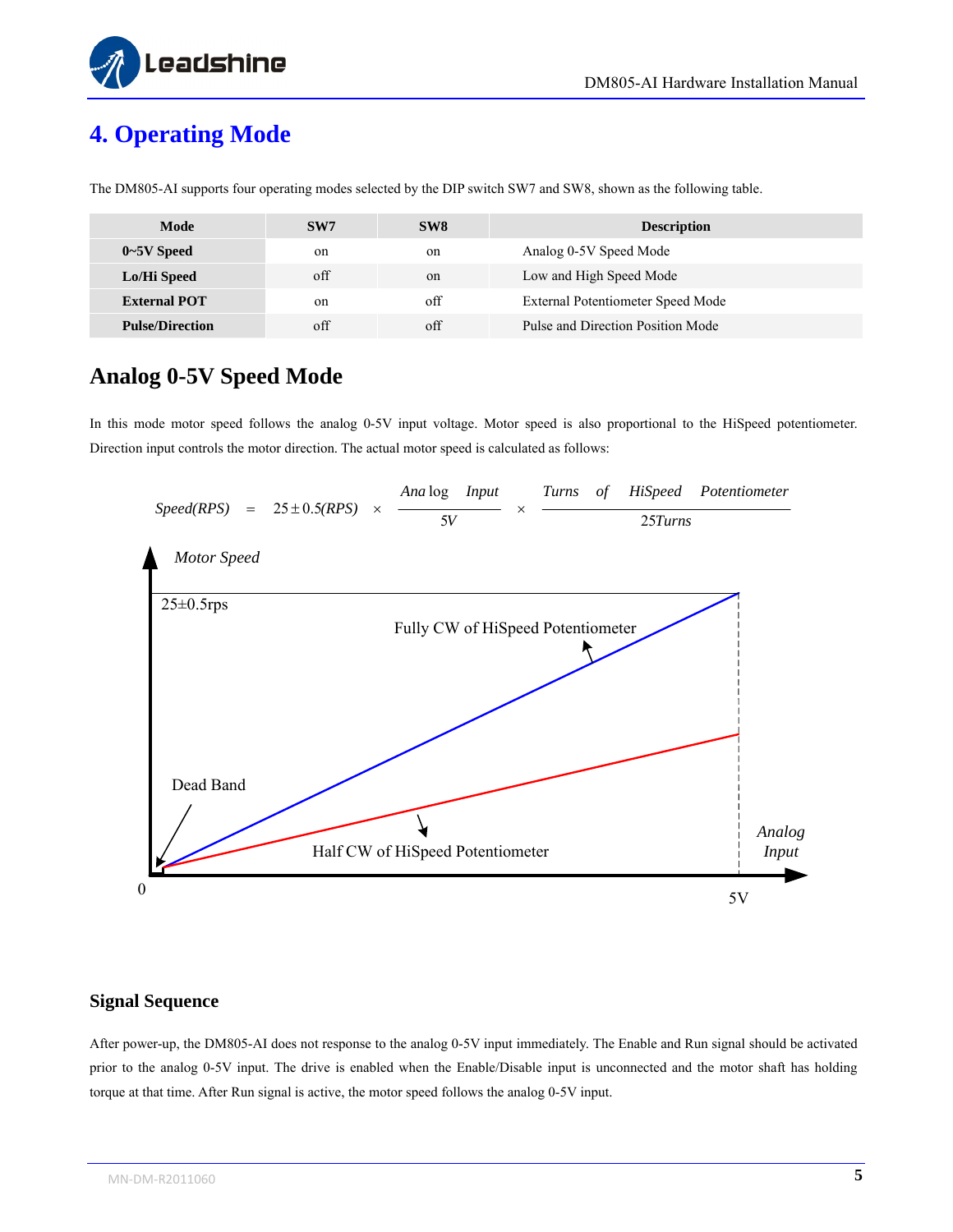# 4. Operating Mode

The DM805-AI supports four operating modes selected by the DIP switch SW7 and SW8, shown as the following table.

| Mode | SW7 | SW8 | Description |
|---|---|---|---|
| **0~5V Speed** | on | on | Analog 0-5V Speed Mode |
| **Lo/Hi Speed** | off | on | Low and High Speed Mode |
| **External POT** | on | off | External Potentiometer Speed Mode |
| **Pulse/Direction** | off | off | Pulse and Direction Position Mode |

## Analog 0-5V Speed Mode

In this mode motor speed follows the analog 0-5V input voltage. Motor speed is also proportional to the HiSpeed potentiometer. Direction input controls the motor direction. The actual motor speed is calculated as follows:

$$Speed(RPS) = 25 \pm 0.5(RPS) \times \frac{Analog\ \ Input}{5V} \times \frac{Turns\ \ of\ \ HiSpeed\ \ Potentiometer}{25Turns}$$

### Signal Sequence

After power-up, the DM805-AI does not response to the analog 0-5V input immediately. The Enable and Run signal should be activated prior to the analog 0-5V input. The drive is enabled when the Enable/Disable input is unconnected and the motor shaft has holding torque at that time. After Run signal is active, the motor speed follows the analog 0-5V input.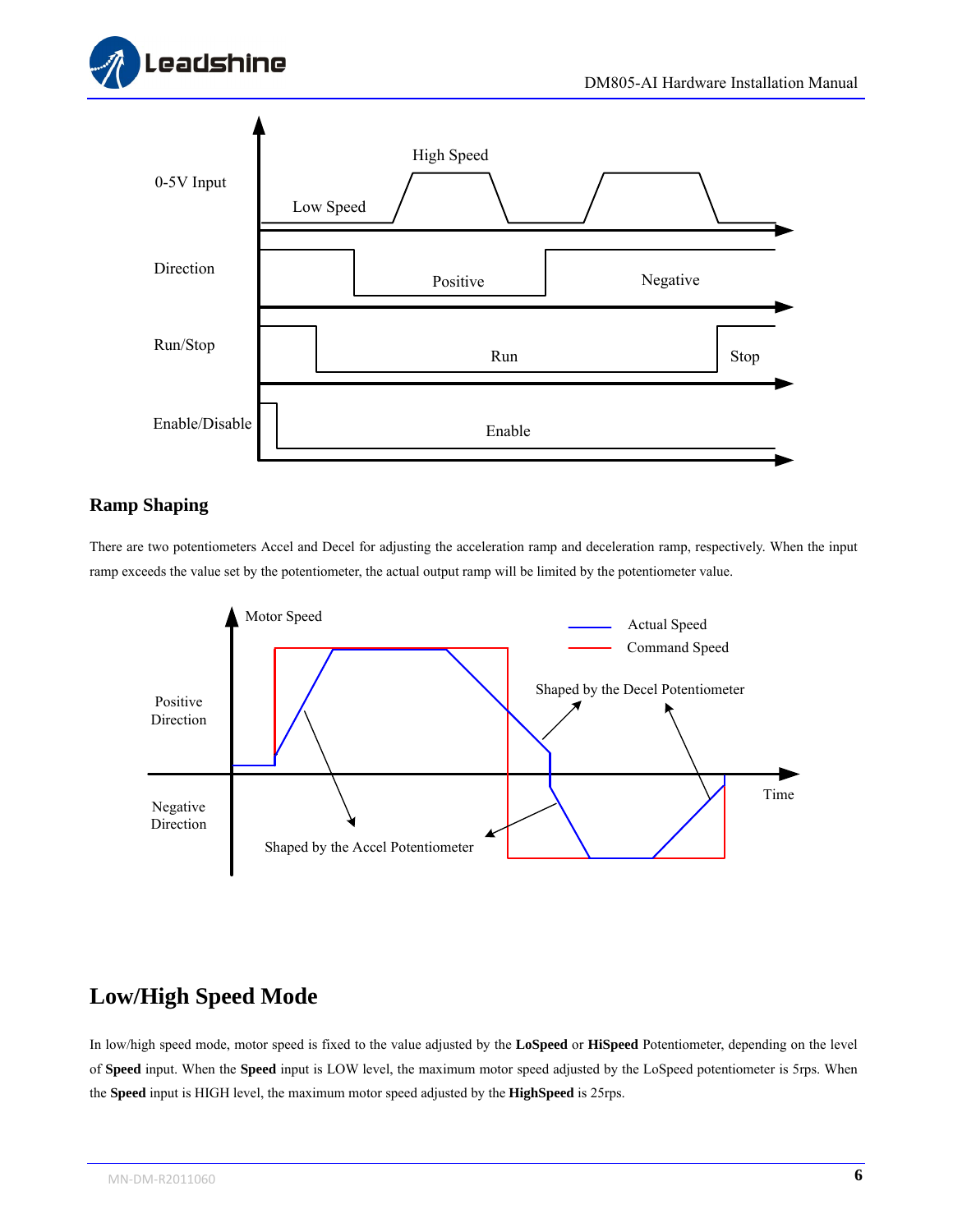## Ramp Shaping

There are two potentiometers Accel and Decel for adjusting the acceleration ramp and deceleration ramp, respectively. When the input ramp exceeds the value set by the potentiometer, the actual output ramp will be limited by the potentiometer value.

# Low/High Speed Mode

In low/high speed mode, motor speed is fixed to the value adjusted by the **LoSpeed** or **HiSpeed** Potentiometer, depending on the level of **Speed** input. When the **Speed** input is LOW level, the maximum motor speed adjusted by the LoSpeed potentiometer is 5rps. When the **Speed** input is HIGH level, the maximum motor speed adjusted by the **HighSpeed** is 25rps.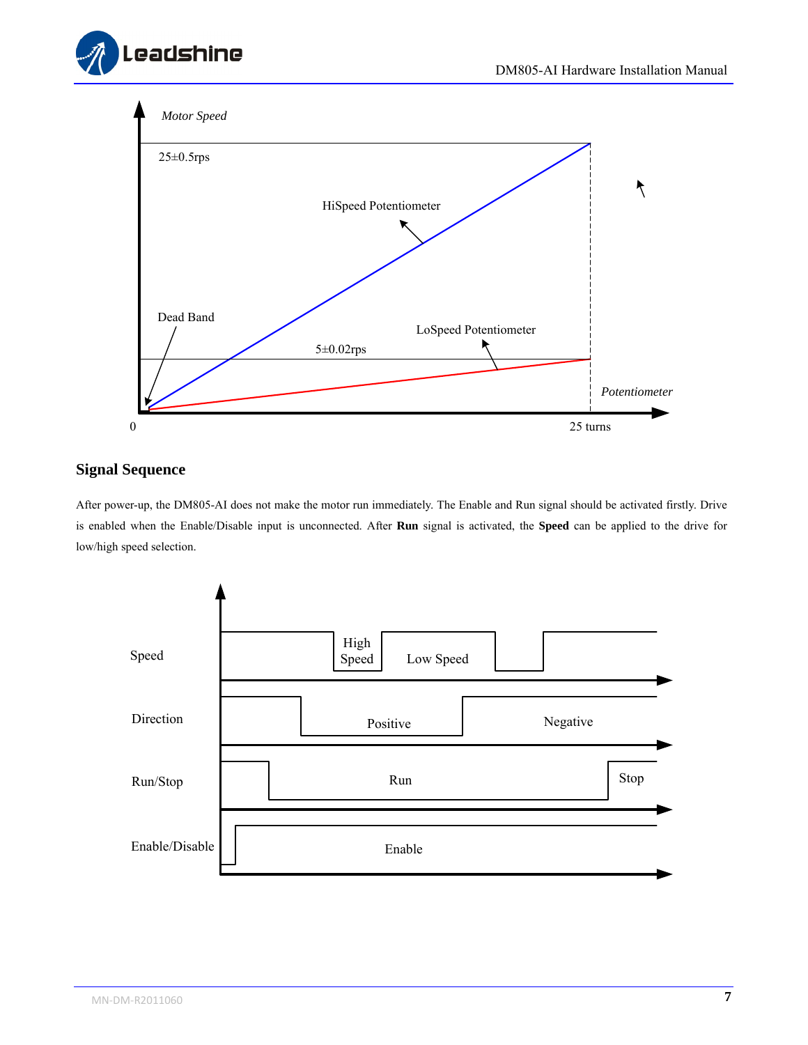Motor Speed

25±0.5rps

HiSpeed Potentiometer

Dead Band

LoSpeed Potentiometer

5±0.02rps

Potentiometer

0

25 turns

## Signal Sequence

After power-up, the DM805-AI does not make the motor run immediately. The Enable and Run signal should be activated firstly. Drive is enabled when the Enable/Disable input is unconnected. After **Run** signal is activated, the **Speed** can be applied to the drive for low/high speed selection.

Speed

High Speed

Low Speed

Direction

Positive

Negative

Run/Stop

Run

Stop

Enable/Disable

Enable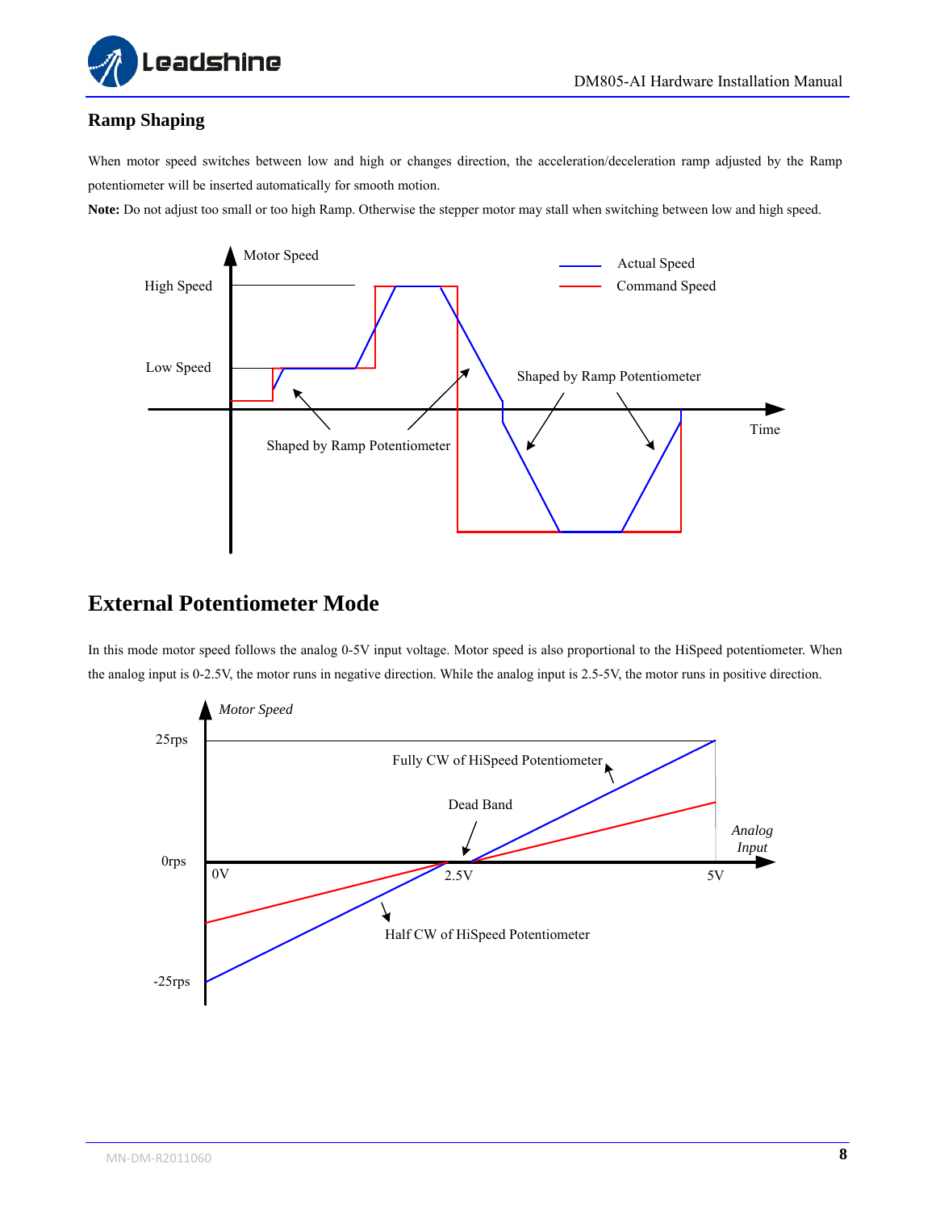## Ramp Shaping

When motor speed switches between low and high or changes direction, the acceleration/deceleration ramp adjusted by the Ramp potentiometer will be inserted automatically for smooth motion.

**Note:** Do not adjust too small or too high Ramp. Otherwise the stepper motor may stall when switching between low and high speed.

# External Potentiometer Mode

In this mode motor speed follows the analog 0-5V input voltage. Motor speed is also proportional to the HiSpeed potentiometer. When the analog input is 0-2.5V, the motor runs in negative direction. While the analog input is 2.5-5V, the motor runs in positive direction.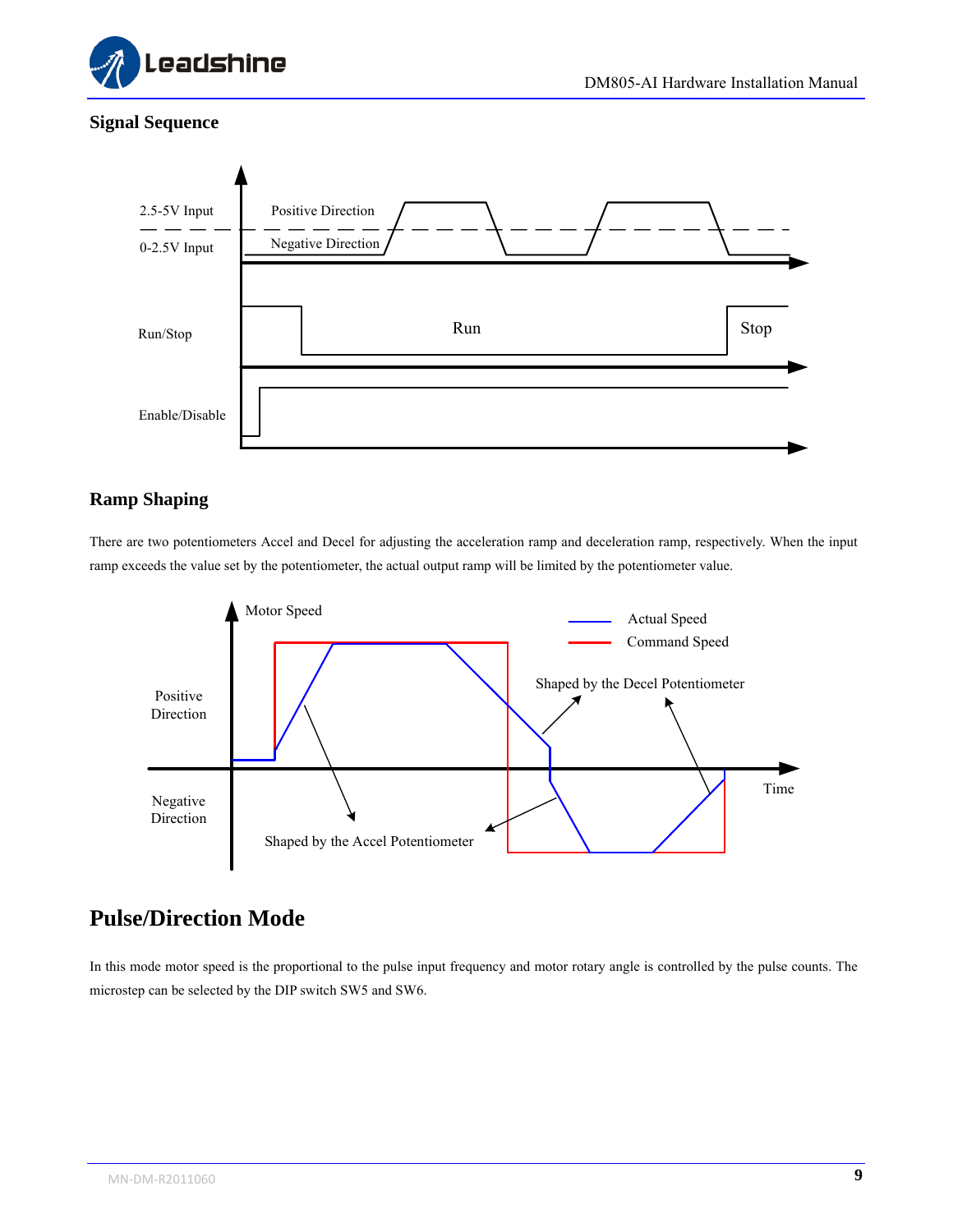### Signal Sequence

### Ramp Shaping

There are two potentiometers Accel and Decel for adjusting the acceleration ramp and deceleration ramp, respectively. When the input ramp exceeds the value set by the potentiometer, the actual output ramp will be limited by the potentiometer value.

## Pulse/Direction Mode

In this mode motor speed is the proportional to the pulse input frequency and motor rotary angle is controlled by the pulse counts. The microstep can be selected by the DIP switch SW5 and SW6.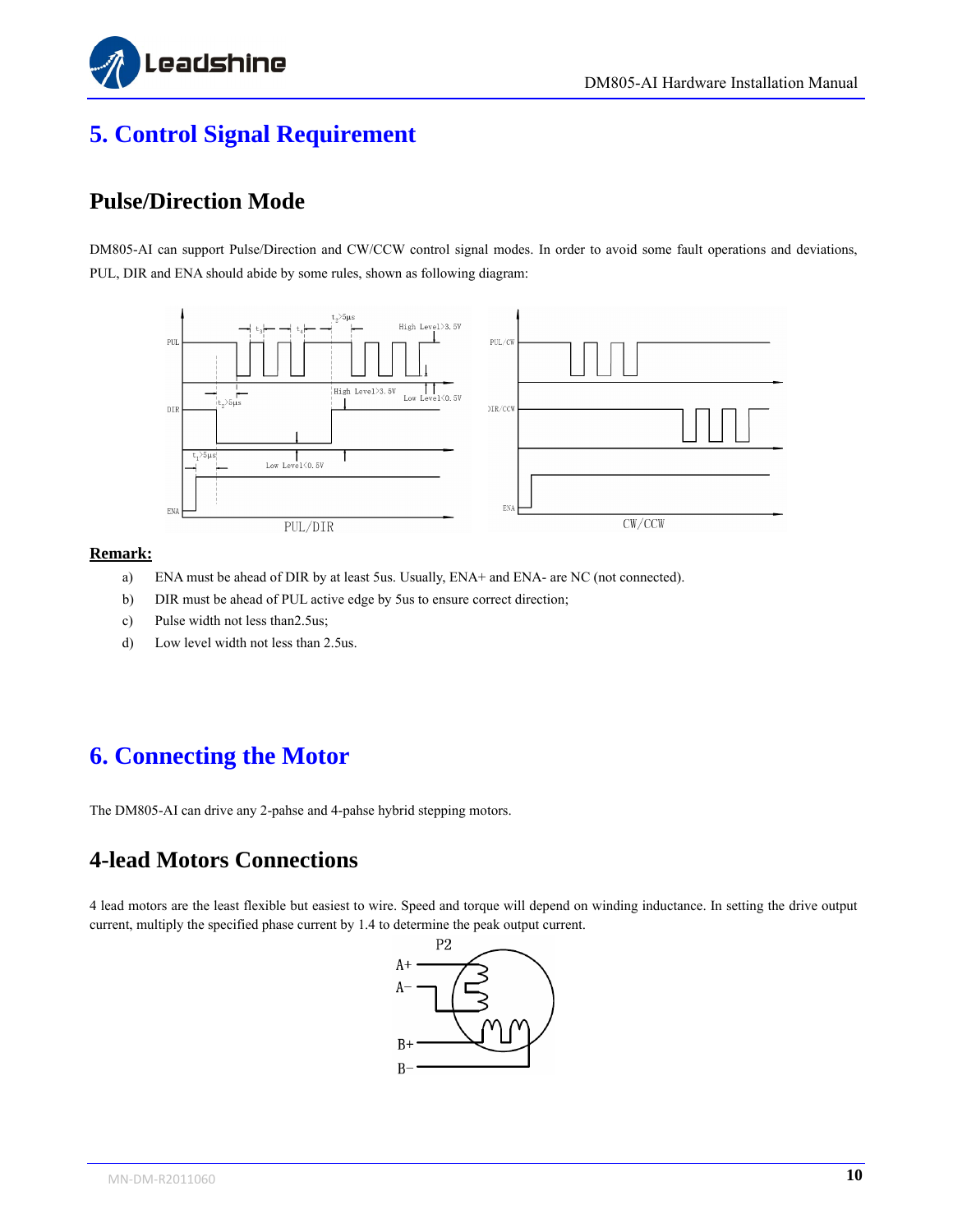# 5. Control Signal Requirement

## Pulse/Direction Mode

DM805-AI can support Pulse/Direction and CW/CCW control signal modes. In order to avoid some fault operations and deviations, PUL, DIR and ENA should abide by some rules, shown as following diagram:

**Remark:**

a) ENA must be ahead of DIR by at least 5us. Usually, ENA+ and ENA- are NC (not connected).

b) DIR must be ahead of PUL active edge by 5us to ensure correct direction;

c) Pulse width not less than2.5us;

d) Low level width not less than 2.5us.

# 6. Connecting the Motor

The DM805-AI can drive any 2-pahse and 4-pahse hybrid stepping motors.

## 4-lead Motors Connections

4 lead motors are the least flexible but easiest to wire. Speed and torque will depend on winding inductance. In setting the drive output current, multiply the specified phase current by 1.4 to determine the peak output current.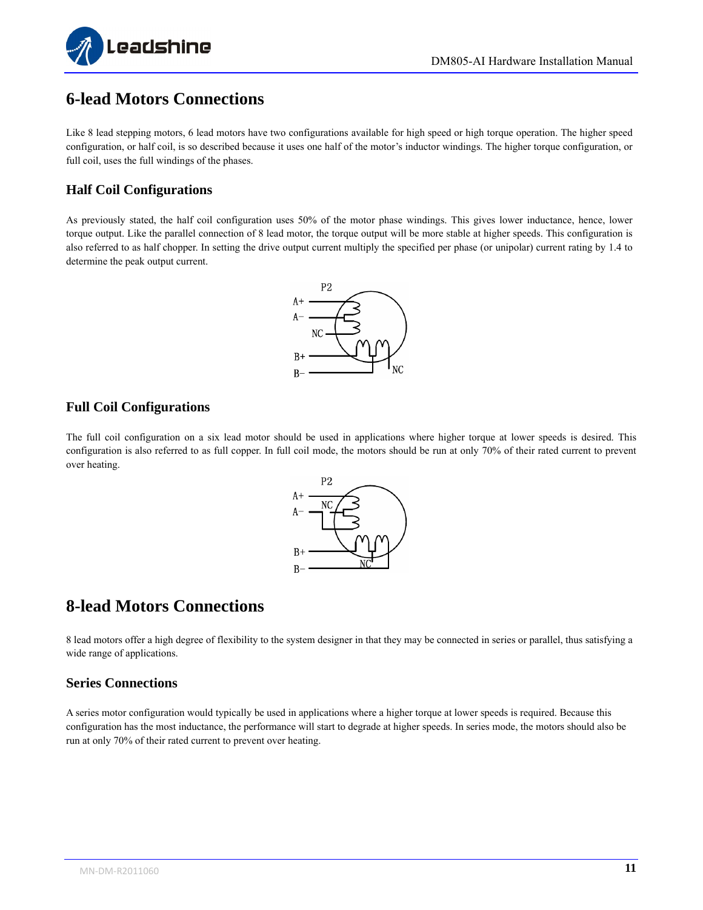# 6-lead Motors Connections

Like 8 lead stepping motors, 6 lead motors have two configurations available for high speed or high torque operation. The higher speed configuration, or half coil, is so described because it uses one half of the motor's inductor windings. The higher torque configuration, or full coil, uses the full windings of the phases.

## Half Coil Configurations

As previously stated, the half coil configuration uses 50% of the motor phase windings. This gives lower inductance, hence, lower torque output. Like the parallel connection of 8 lead motor, the torque output will be more stable at higher speeds. This configuration is also referred to as half chopper. In setting the drive output current multiply the specified per phase (or unipolar) current rating by 1.4 to determine the peak output current.

## Full Coil Configurations

The full coil configuration on a six lead motor should be used in applications where higher torque at lower speeds is desired. This configuration is also referred to as full copper. In full coil mode, the motors should be run at only 70% of their rated current to prevent over heating.

# 8-lead Motors Connections

8 lead motors offer a high degree of flexibility to the system designer in that they may be connected in series or parallel, thus satisfying a wide range of applications.

## Series Connections

A series motor configuration would typically be used in applications where a higher torque at lower speeds is required. Because this configuration has the most inductance, the performance will start to degrade at higher speeds. In series mode, the motors should also be run at only 70% of their rated current to prevent over heating.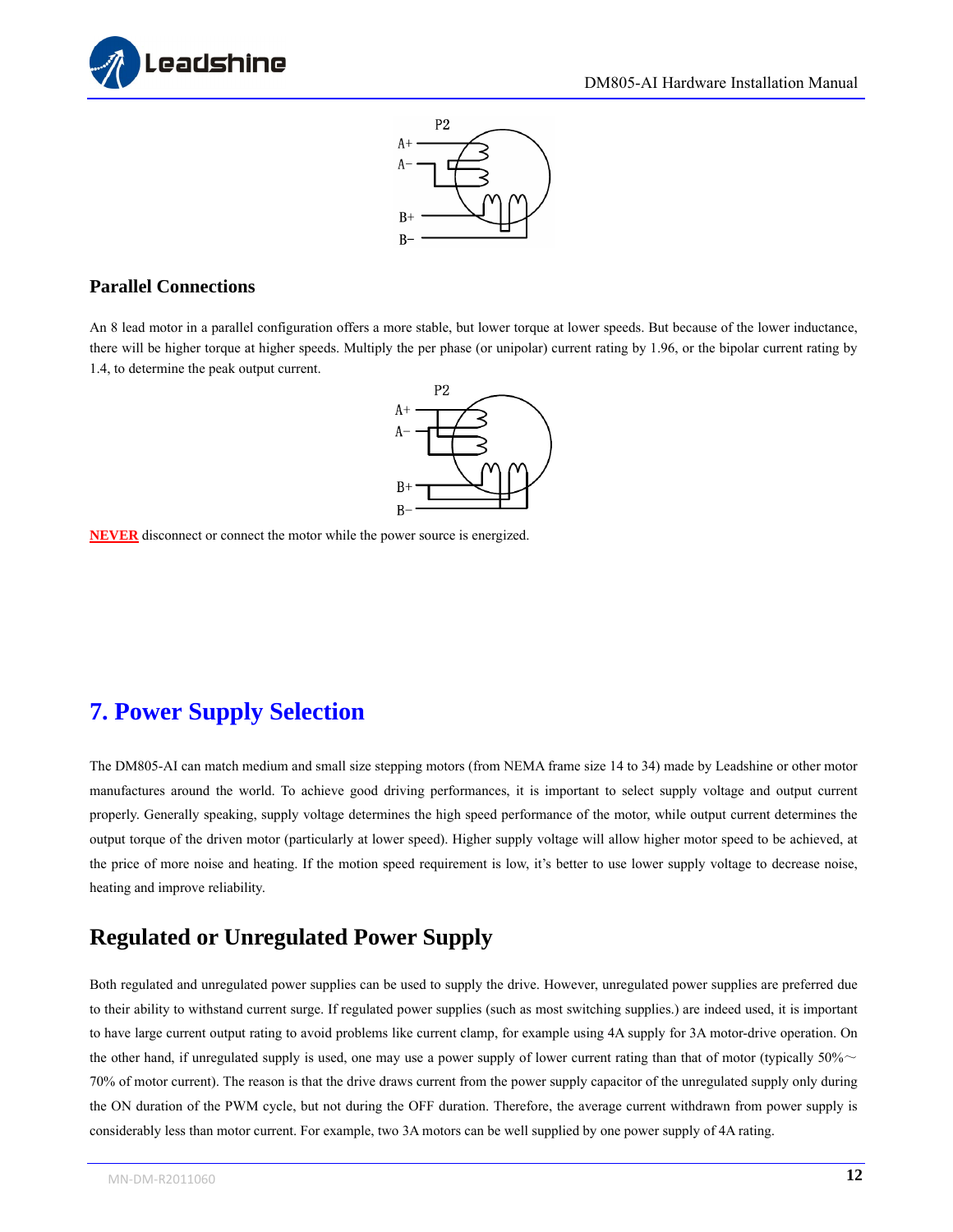## Parallel Connections

An 8 lead motor in a parallel configuration offers a more stable, but lower torque at lower speeds. But because of the lower inductance, there will be higher torque at higher speeds. Multiply the per phase (or unipolar) current rating by 1.96, or the bipolar current rating by 1.4, to determine the peak output current.

**NEVER** disconnect or connect the motor while the power source is energized.

# 7. Power Supply Selection

The DM805-AI can match medium and small size stepping motors (from NEMA frame size 14 to 34) made by Leadshine or other motor manufactures around the world. To achieve good driving performances, it is important to select supply voltage and output current properly. Generally speaking, supply voltage determines the high speed performance of the motor, while output current determines the output torque of the driven motor (particularly at lower speed). Higher supply voltage will allow higher motor speed to be achieved, at the price of more noise and heating. If the motion speed requirement is low, it's better to use lower supply voltage to decrease noise, heating and improve reliability.

## Regulated or Unregulated Power Supply

Both regulated and unregulated power supplies can be used to supply the drive. However, unregulated power supplies are preferred due to their ability to withstand current surge. If regulated power supplies (such as most switching supplies.) are indeed used, it is important to have large current output rating to avoid problems like current clamp, for example using 4A supply for 3A motor-drive operation. On the other hand, if unregulated supply is used, one may use a power supply of lower current rating than that of motor (typically 50%～70% of motor current). The reason is that the drive draws current from the power supply capacitor of the unregulated supply only during the ON duration of the PWM cycle, but not during the OFF duration. Therefore, the average current withdrawn from power supply is considerably less than motor current. For example, two 3A motors can be well supplied by one power supply of 4A rating.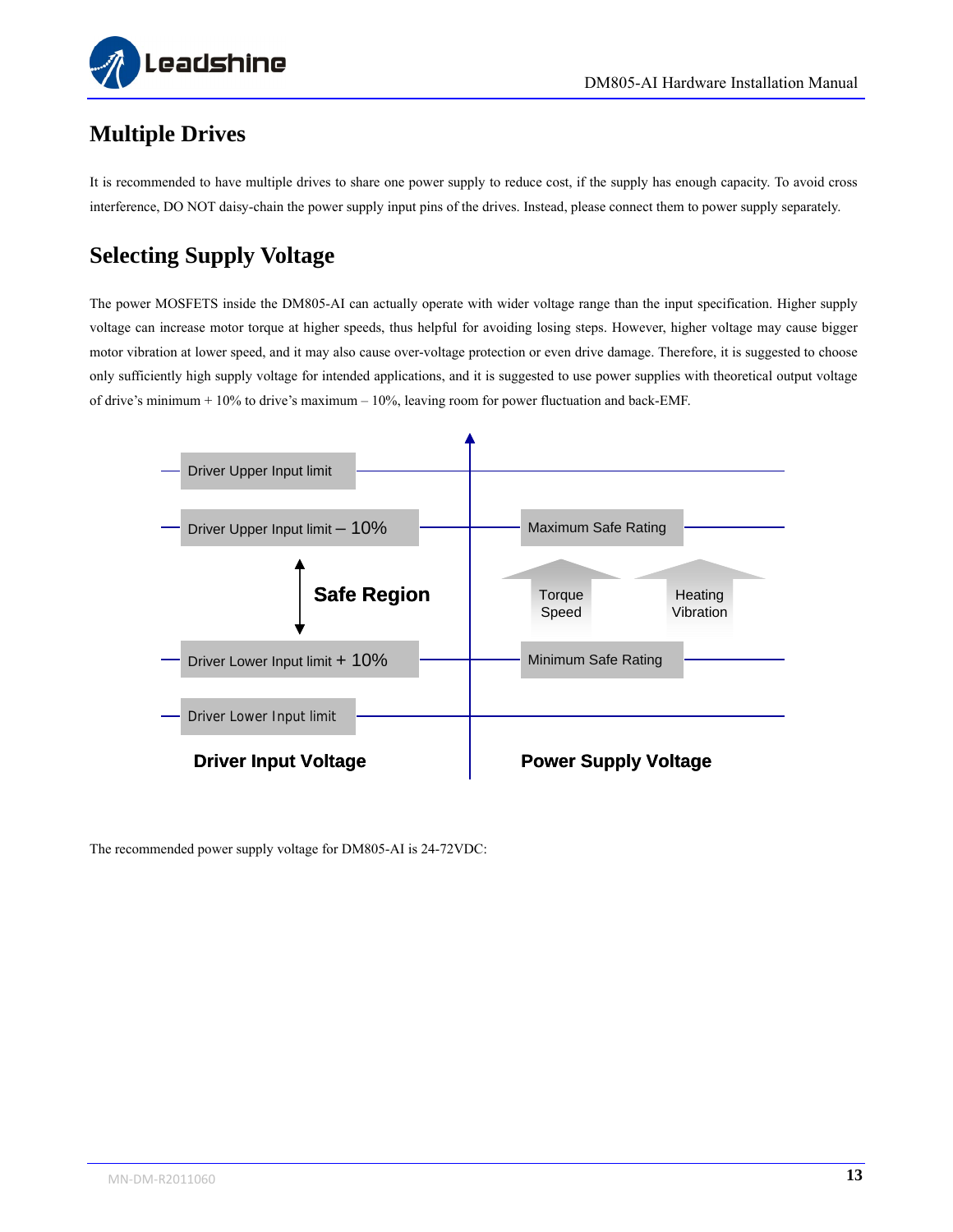## Multiple Drives

It is recommended to have multiple drives to share one power supply to reduce cost, if the supply has enough capacity. To avoid cross interference, DO NOT daisy-chain the power supply input pins of the drives. Instead, please connect them to power supply separately.

## Selecting Supply Voltage

The power MOSFETS inside the DM805-AI can actually operate with wider voltage range than the input specification. Higher supply voltage can increase motor torque at higher speeds, thus helpful for avoiding losing steps. However, higher voltage may cause bigger motor vibration at lower speed, and it may also cause over-voltage protection or even drive damage. Therefore, it is suggested to choose only sufficiently high supply voltage for intended applications, and it is suggested to use power supplies with theoretical output voltage of drive's minimum + 10% to drive's maximum – 10%, leaving room for power fluctuation and back-EMF.

Driver Upper Input limit

Driver Upper Input limit – 10% | Maximum Safe Rating

Safe Region | Torque Speed | Heating Vibration

Driver Lower Input limit + 10% | Minimum Safe Rating

Driver Lower Input limit

Driver Input Voltage | Power Supply Voltage

The recommended power supply voltage for DM805-AI is 24-72VDC: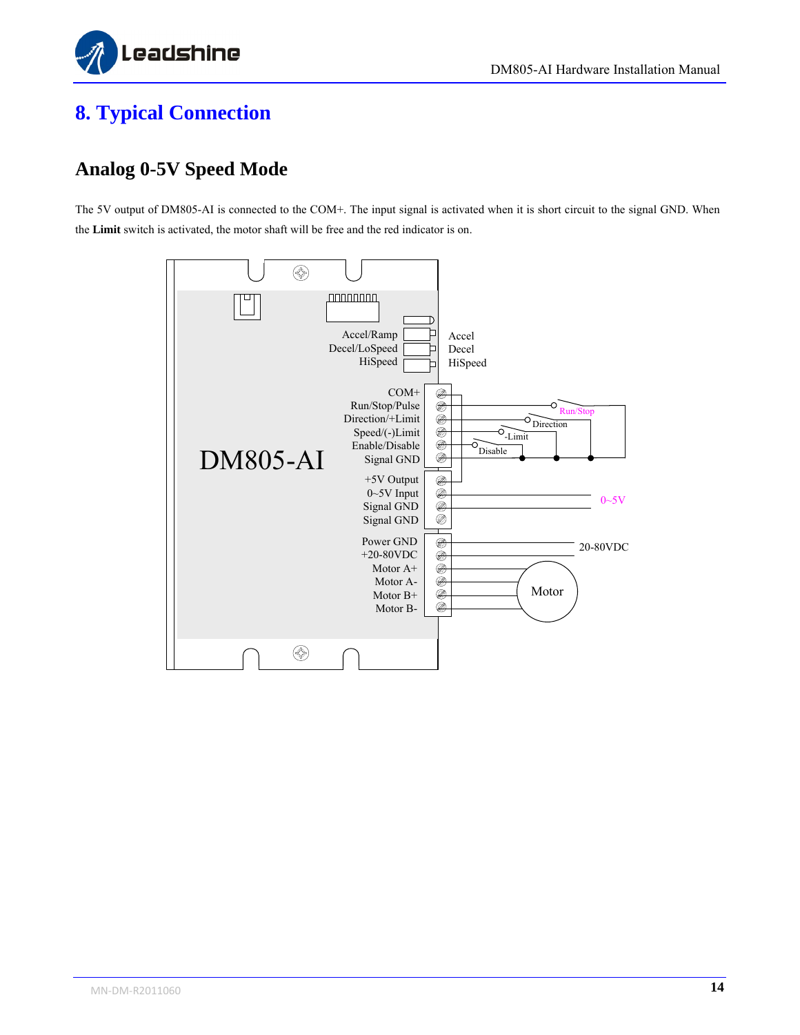# 8. Typical Connection

## Analog 0-5V Speed Mode

The 5V output of DM805-AI is connected to the COM+. The input signal is activated when it is short circuit to the signal GND. When the **Limit** switch is activated, the motor shaft will be free and the red indicator is on.

DM805-AI

Accel/Ramp
Decel/LoSpeed
HiSpeed

Accel
Decel
HiSpeed

COM+
Run/Stop/Pulse
Direction/+Limit
Speed/(-)Limit
Enable/Disable
Signal GND

Run/Stop
Direction
-Limit
Disable

+5V Output
0~5V Input
Signal GND
Signal GND

0~5V

Power GND
+20-80VDC
Motor A+
Motor A-
Motor B+
Motor B-

20-80VDC

Motor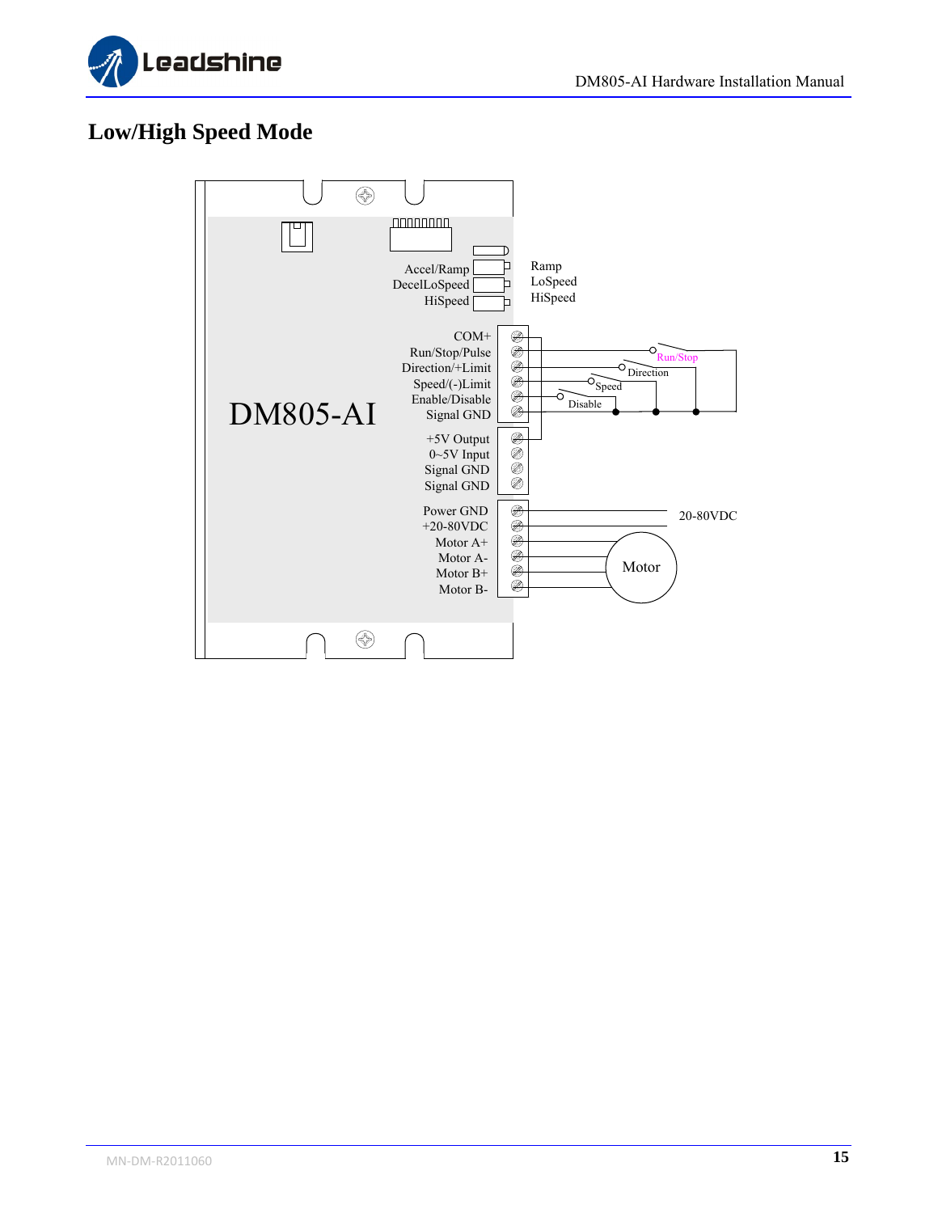## Low/High Speed Mode

DM805-AI

Accel/Ramp
DecelLoSpeed
HiSpeed

Ramp
LoSpeed
HiSpeed

COM+
Run/Stop/Pulse
Direction/+Limit
Speed/(-)Limit
Enable/Disable
Signal GND

Run/Stop
Direction
Speed
Disable

+5V Output
0~5V Input
Signal GND
Signal GND

Power GND
+20-80VDC
Motor A+
Motor A-
Motor B+
Motor B-

20-80VDC

Motor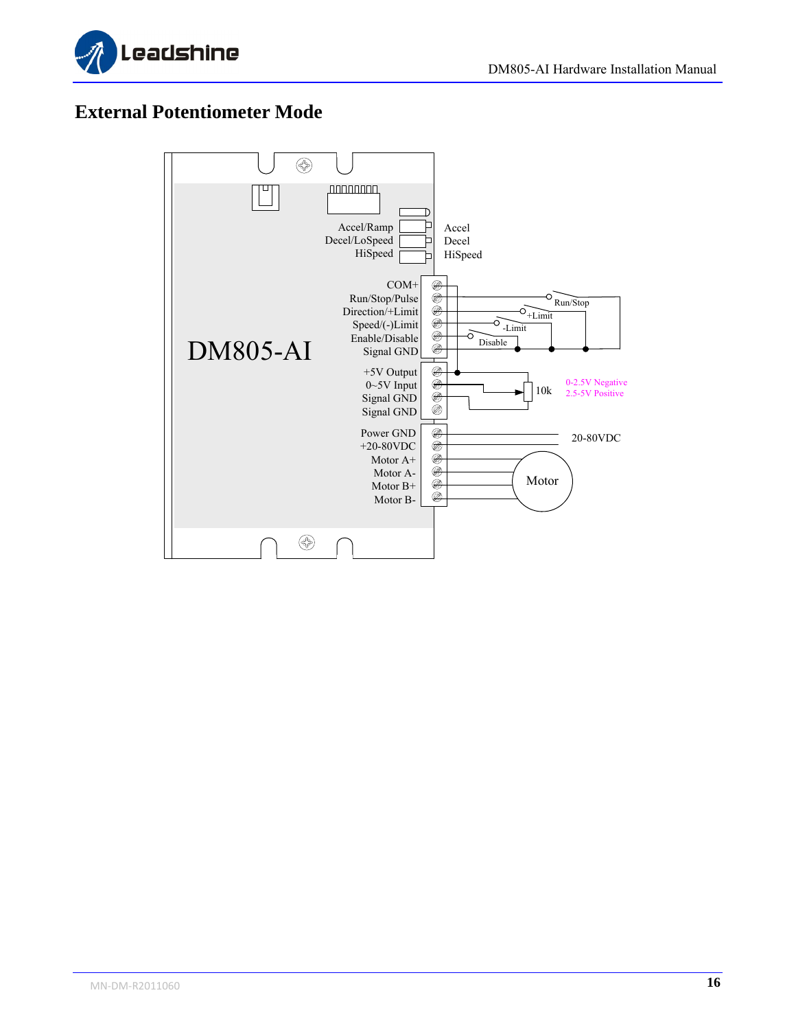## External Potentiometer Mode

DM805-AI

Accel/Ramp — Accel
Decel/LoSpeed — Decel
HiSpeed — HiSpeed

COM+
Run/Stop/Pulse — Run/Stop
Direction/+Limit — +Limit
Speed/(-)Limit — -Limit
Enable/Disable — Disable
Signal GND

+5V Output
0~5V Input — 10k
Signal GND
Signal GND

0-2.5V Negative
2.5-5V Positive

Power GND
+20-80VDC — 20-80VDC
Motor A+
Motor A-
Motor B+
Motor B-

Motor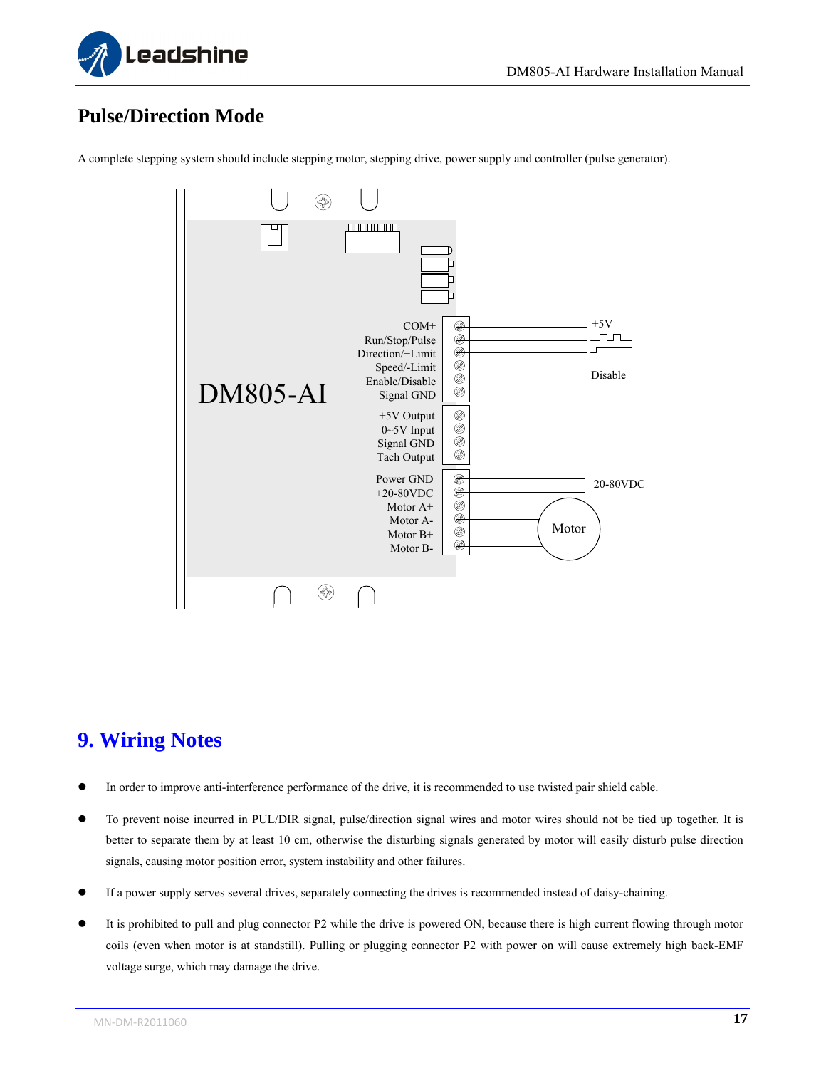## Pulse/Direction Mode

A complete stepping system should include stepping motor, stepping drive, power supply and controller (pulse generator).

DM805-AI

COM+
Run/Stop/Pulse
Direction/+Limit
Speed/-Limit
Enable/Disable
Signal GND

+5V Output
0~5V Input
Signal GND
Tach Output

Power GND
+20-80VDC
Motor A+
Motor A-
Motor B+
Motor B-

+5V

Disable

20-80VDC

Motor

# 9. Wiring Notes

- In order to improve anti-interference performance of the drive, it is recommended to use twisted pair shield cable.
- To prevent noise incurred in PUL/DIR signal, pulse/direction signal wires and motor wires should not be tied up together. It is better to separate them by at least 10 cm, otherwise the disturbing signals generated by motor will easily disturb pulse direction signals, causing motor position error, system instability and other failures.
- If a power supply serves several drives, separately connecting the drives is recommended instead of daisy-chaining.
- It is prohibited to pull and plug connector P2 while the drive is powered ON, because there is high current flowing through motor coils (even when motor is at standstill). Pulling or plugging connector P2 with power on will cause extremely high back-EMF voltage surge, which may damage the drive.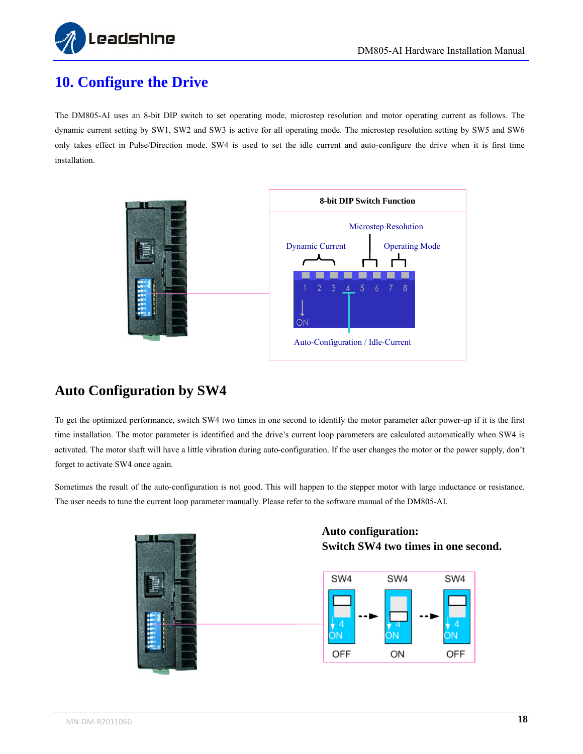# 10. Configure the Drive

The DM805-AI uses an 8-bit DIP switch to set operating mode, microstep resolution and motor operating current as follows. The dynamic current setting by SW1, SW2 and SW3 is active for all operating mode. The microstep resolution setting by SW5 and SW6 only takes effect in Pulse/Direction mode. SW4 is used to set the idle current and auto-configure the drive when it is first time installation.

**8-bit DIP Switch Function**

Dynamic Current: SW1–SW3
Microstep Resolution: SW5–SW6
Operating Mode: SW7–SW8
Auto-Configuration / Idle-Current: SW4

## Auto Configuration by SW4

To get the optimized performance, switch SW4 two times in one second to identify the motor parameter after power-up if it is the first time installation. The motor parameter is identified and the drive's current loop parameters are calculated automatically when SW4 is activated. The motor shaft will have a little vibration during auto-configuration. If the user changes the motor or the power supply, don't forget to activate SW4 once again.

Sometimes the result of the auto-configuration is not good. This will happen to the stepper motor with large inductance or resistance. The user needs to tune the current loop parameter manually. Please refer to the software manual of the DM805-AI.

**Auto configuration:**
**Switch SW4 two times in one second.**

SW4: OFF → ON → OFF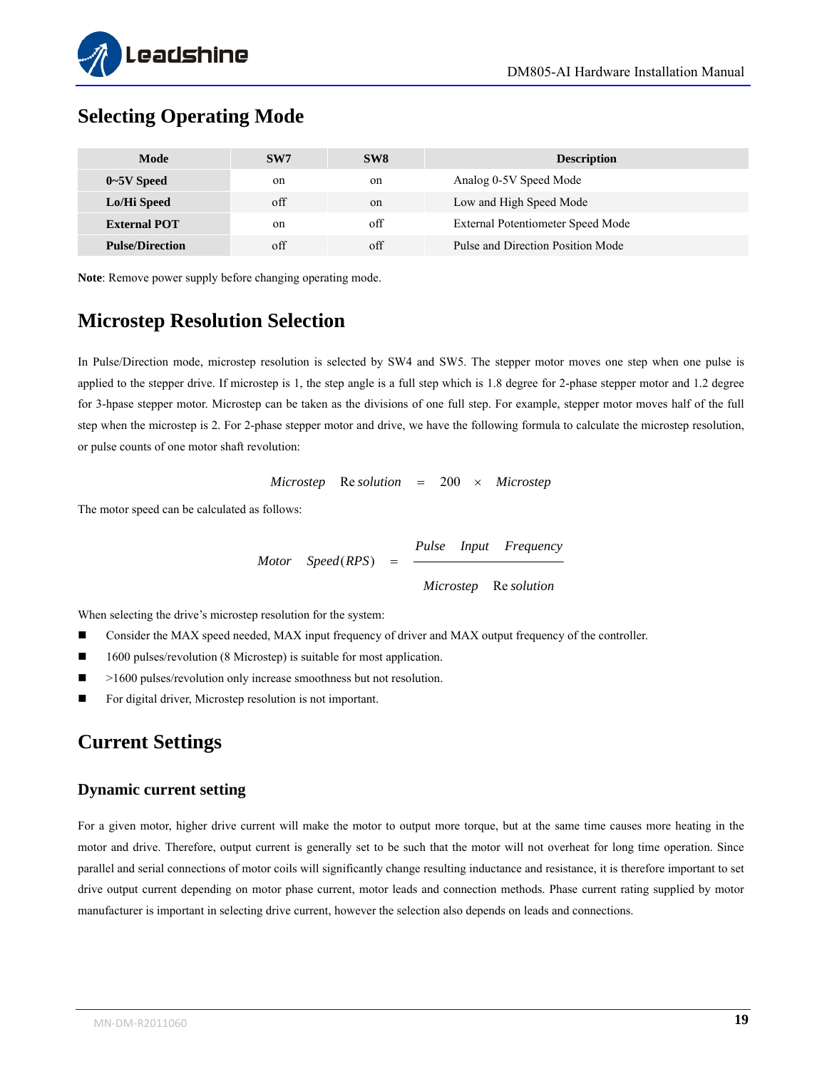## Selecting Operating Mode

| Mode | SW7 | SW8 | Description |
|---|---|---|---|
| **0~5V Speed** | on | on | Analog 0-5V Speed Mode |
| **Lo/Hi Speed** | off | on | Low and High Speed Mode |
| **External POT** | on | off | External Potentiometer Speed Mode |
| **Pulse/Direction** | off | off | Pulse and Direction Position Mode |

**Note**: Remove power supply before changing operating mode.

## Microstep Resolution Selection

In Pulse/Direction mode, microstep resolution is selected by SW4 and SW5. The stepper motor moves one step when one pulse is applied to the stepper drive. If microstep is 1, the step angle is a full step which is 1.8 degree for 2-phase stepper motor and 1.2 degree for 3-hpase stepper motor. Microstep can be taken as the divisions of one full step. For example, stepper motor moves half of the full step when the microstep is 2. For 2-phase stepper motor and drive, we have the following formula to calculate the microstep resolution, or pulse counts of one motor shaft revolution:

$$Microstep \quad Resolution = 200 \times Microstep$$

The motor speed can be calculated as follows:

$$Motor \quad Speed(RPS) = \frac{Pulse \quad Input \quad Frequency}{Microstep \quad Resolution}$$

When selecting the drive's microstep resolution for the system:

- Consider the MAX speed needed, MAX input frequency of driver and MAX output frequency of the controller.
- 1600 pulses/revolution (8 Microstep) is suitable for most application.
- >1600 pulses/revolution only increase smoothness but not resolution.
- For digital driver, Microstep resolution is not important.

## Current Settings

### Dynamic current setting

For a given motor, higher drive current will make the motor to output more torque, but at the same time causes more heating in the motor and drive. Therefore, output current is generally set to be such that the motor will not overheat for long time operation. Since parallel and serial connections of motor coils will significantly change resulting inductance and resistance, it is therefore important to set drive output current depending on motor phase current, motor leads and connection methods. Phase current rating supplied by motor manufacturer is important in selecting drive current, however the selection also depends on leads and connections.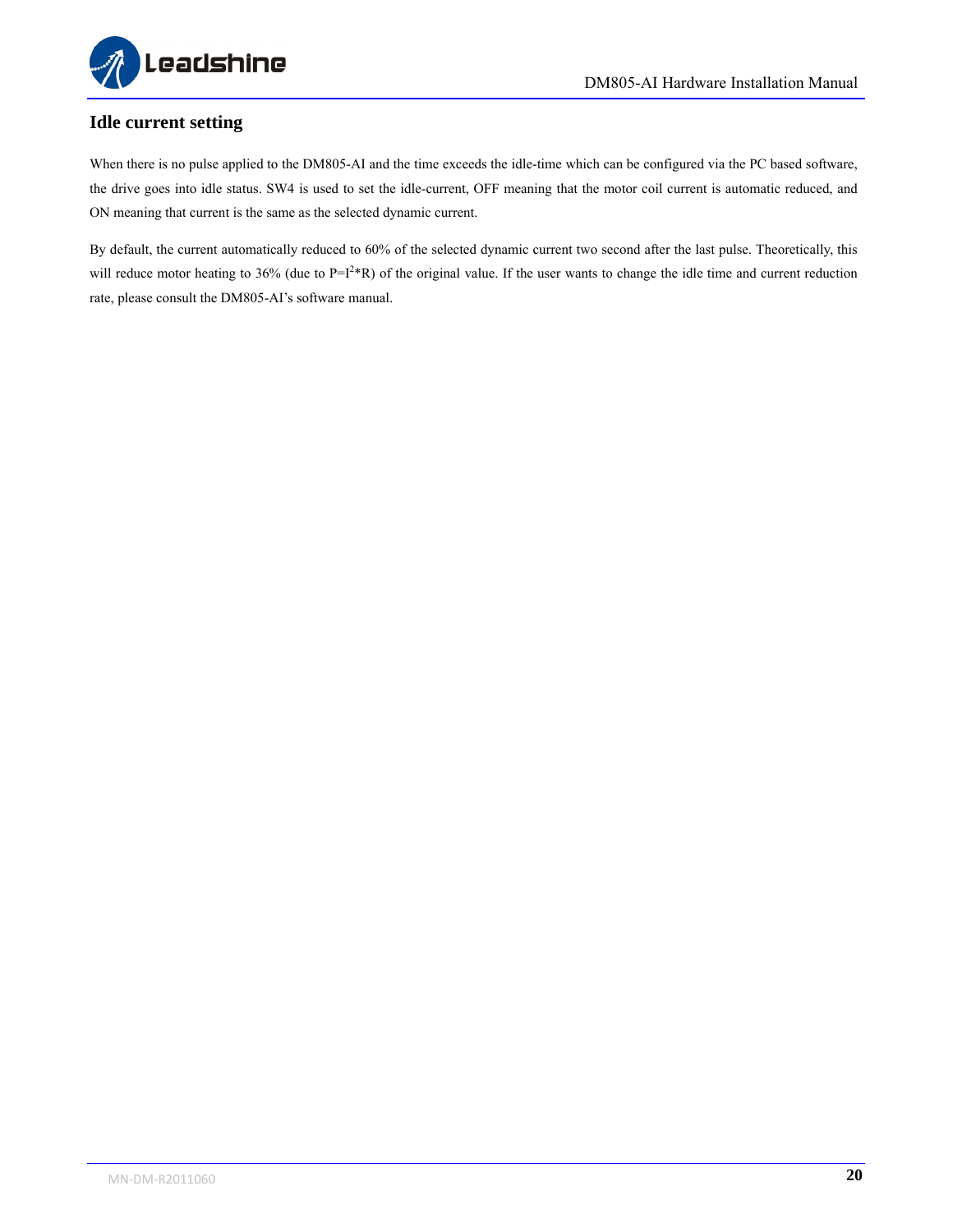## Idle current setting

When there is no pulse applied to the DM805-AI and the time exceeds the idle-time which can be configured via the PC based software, the drive goes into idle status. SW4 is used to set the idle-current, OFF meaning that the motor coil current is automatic reduced, and ON meaning that current is the same as the selected dynamic current.

By default, the current automatically reduced to 60% of the selected dynamic current two second after the last pulse. Theoretically, this will reduce motor heating to 36% (due to $P=I^2*R$) of the original value. If the user wants to change the idle time and current reduction rate, please consult the DM805-AI's software manual.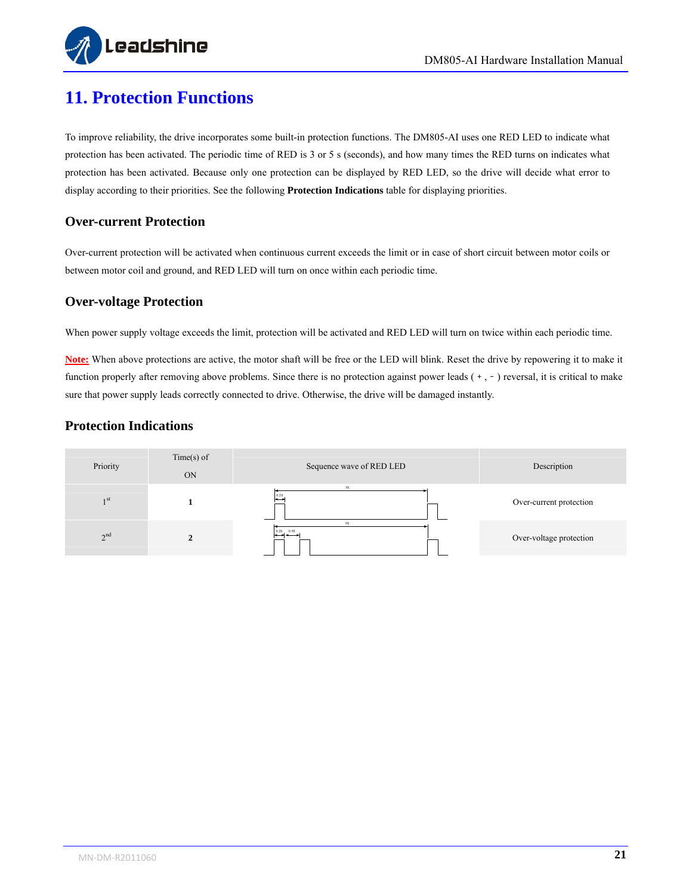# 11. Protection Functions

To improve reliability, the drive incorporates some built-in protection functions. The DM805-AI uses one RED LED to indicate what protection has been activated. The periodic time of RED is 3 or 5 s (seconds), and how many times the RED turns on indicates what protection has been activated. Because only one protection can be displayed by RED LED, so the drive will decide what error to display according to their priorities. See the following **Protection Indications** table for displaying priorities.

## Over-current Protection

Over-current protection will be activated when continuous current exceeds the limit or in case of short circuit between motor coils or between motor coil and ground, and RED LED will turn on once within each periodic time.

## Over-voltage Protection

When power supply voltage exceeds the limit, protection will be activated and RED LED will turn on twice within each periodic time.

**Note:** When above protections are active, the motor shaft will be free or the LED will blink. Reset the drive by repowering it to make it function properly after removing above problems. Since there is no protection against power leads ( + , - ) reversal, it is critical to make sure that power supply leads correctly connected to drive. Otherwise, the drive will be damaged instantly.

## Protection Indications

| Priority | Time(s) of ON | Sequence wave of RED LED | Description |
| --- | --- | --- | --- |
| 1st | 1 | 5S; 0.2S | Over-current protection |
| 2nd | 2 | 5S; 0.2S, 0.5S | Over-voltage protection |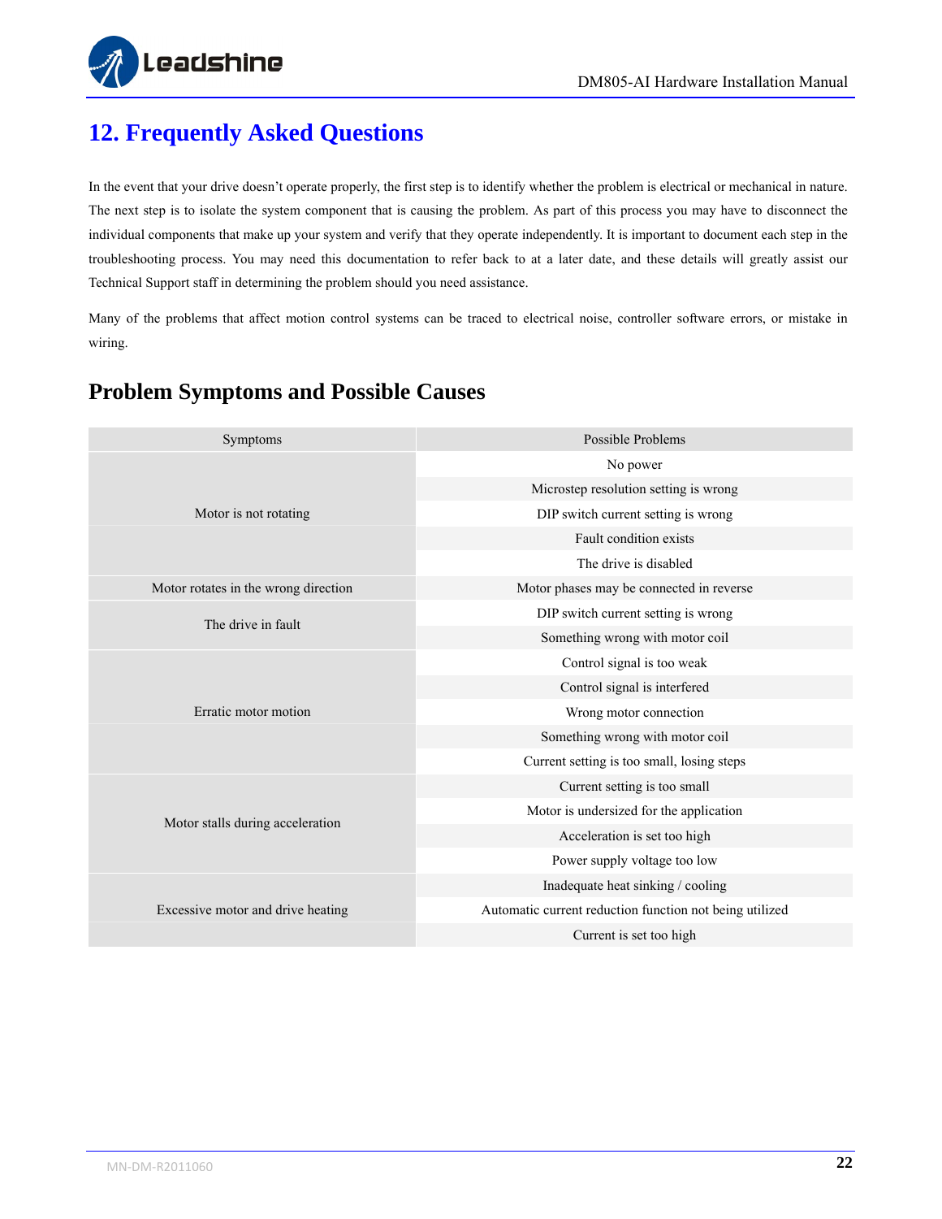# 12. Frequently Asked Questions

In the event that your drive doesn't operate properly, the first step is to identify whether the problem is electrical or mechanical in nature. The next step is to isolate the system component that is causing the problem. As part of this process you may have to disconnect the individual components that make up your system and verify that they operate independently. It is important to document each step in the troubleshooting process. You may need this documentation to refer back to at a later date, and these details will greatly assist our Technical Support staff in determining the problem should you need assistance.

Many of the problems that affect motion control systems can be traced to electrical noise, controller software errors, or mistake in wiring.

## Problem Symptoms and Possible Causes

| Symptoms | Possible Problems |
|---|---|
| Motor is not rotating | No power |
| | Microstep resolution setting is wrong |
| | DIP switch current setting is wrong |
| | Fault condition exists |
| | The drive is disabled |
| Motor rotates in the wrong direction | Motor phases may be connected in reverse |
| The drive in fault | DIP switch current setting is wrong |
| | Something wrong with motor coil |
| Erratic motor motion | Control signal is too weak |
| | Control signal is interfered |
| | Wrong motor connection |
| | Something wrong with motor coil |
| | Current setting is too small, losing steps |
| Motor stalls during acceleration | Current setting is too small |
| | Motor is undersized for the application |
| | Acceleration is set too high |
| | Power supply voltage too low |
| Excessive motor and drive heating | Inadequate heat sinking / cooling |
| | Automatic current reduction function not being utilized |
| | Current is set too high |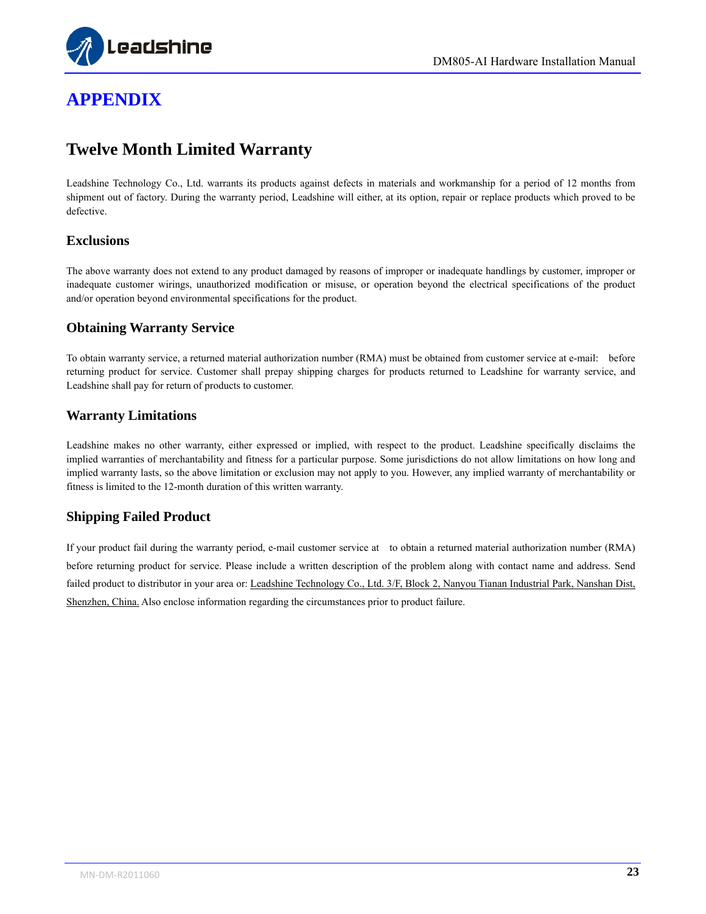# APPENDIX

## Twelve Month Limited Warranty

Leadshine Technology Co., Ltd. warrants its products against defects in materials and workmanship for a period of 12 months from shipment out of factory. During the warranty period, Leadshine will either, at its option, repair or replace products which proved to be defective.

### Exclusions

The above warranty does not extend to any product damaged by reasons of improper or inadequate handlings by customer, improper or inadequate customer wirings, unauthorized modification or misuse, or operation beyond the electrical specifications of the product and/or operation beyond environmental specifications for the product.

### Obtaining Warranty Service

To obtain warranty service, a returned material authorization number (RMA) must be obtained from customer service at e-mail: before returning product for service. Customer shall prepay shipping charges for products returned to Leadshine for warranty service, and Leadshine shall pay for return of products to customer.

### Warranty Limitations

Leadshine makes no other warranty, either expressed or implied, with respect to the product. Leadshine specifically disclaims the implied warranties of merchantability and fitness for a particular purpose. Some jurisdictions do not allow limitations on how long and implied warranty lasts, so the above limitation or exclusion may not apply to you. However, any implied warranty of merchantability or fitness is limited to the 12-month duration of this written warranty.

### Shipping Failed Product

If your product fail during the warranty period, e-mail customer service at to obtain a returned material authorization number (RMA) before returning product for service. Please include a written description of the problem along with contact name and address. Send failed product to distributor in your area or: Leadshine Technology Co., Ltd. 3/F, Block 2, Nanyou Tianan Industrial Park, Nanshan Dist, Shenzhen, China. Also enclose information regarding the circumstances prior to product failure.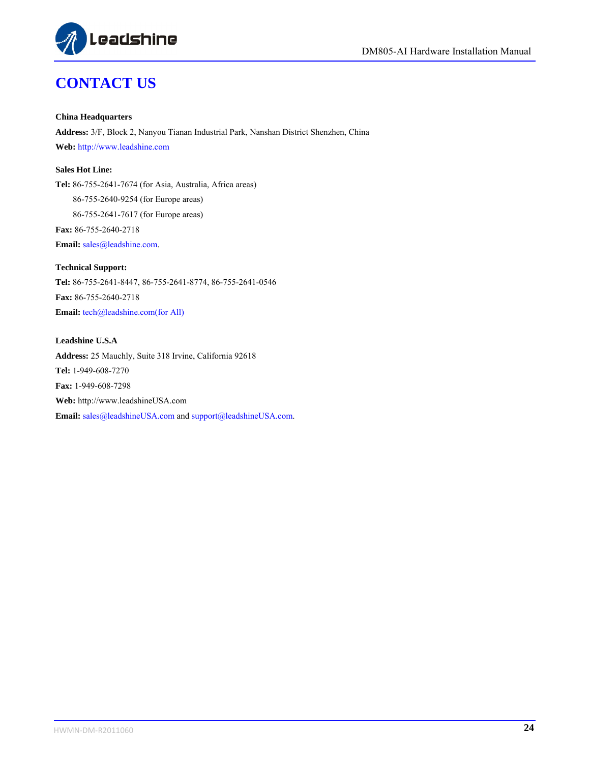# CONTACT US

**China Headquarters**

**Address:** 3/F, Block 2, Nanyou Tianan Industrial Park, Nanshan District Shenzhen, China

**Web:** http://www.leadshine.com

**Sales Hot Line:**

**Tel:** 86-755-2641-7674 (for Asia, Australia, Africa areas)

86-755-2640-9254 (for Europe areas)

86-755-2641-7617 (for Europe areas)

**Fax:** 86-755-2640-2718

**Email:** sales@leadshine.com.

**Technical Support:**

**Tel:** 86-755-2641-8447, 86-755-2641-8774, 86-755-2641-0546

**Fax:** 86-755-2640-2718

**Email:** tech@leadshine.com(for All)

**Leadshine U.S.A**

**Address:** 25 Mauchly, Suite 318 Irvine, California 92618

**Tel:** 1-949-608-7270

**Fax:** 1-949-608-7298

**Web:** http://www.leadshineUSA.com

**Email:** sales@leadshineUSA.com and support@leadshineUSA.com.